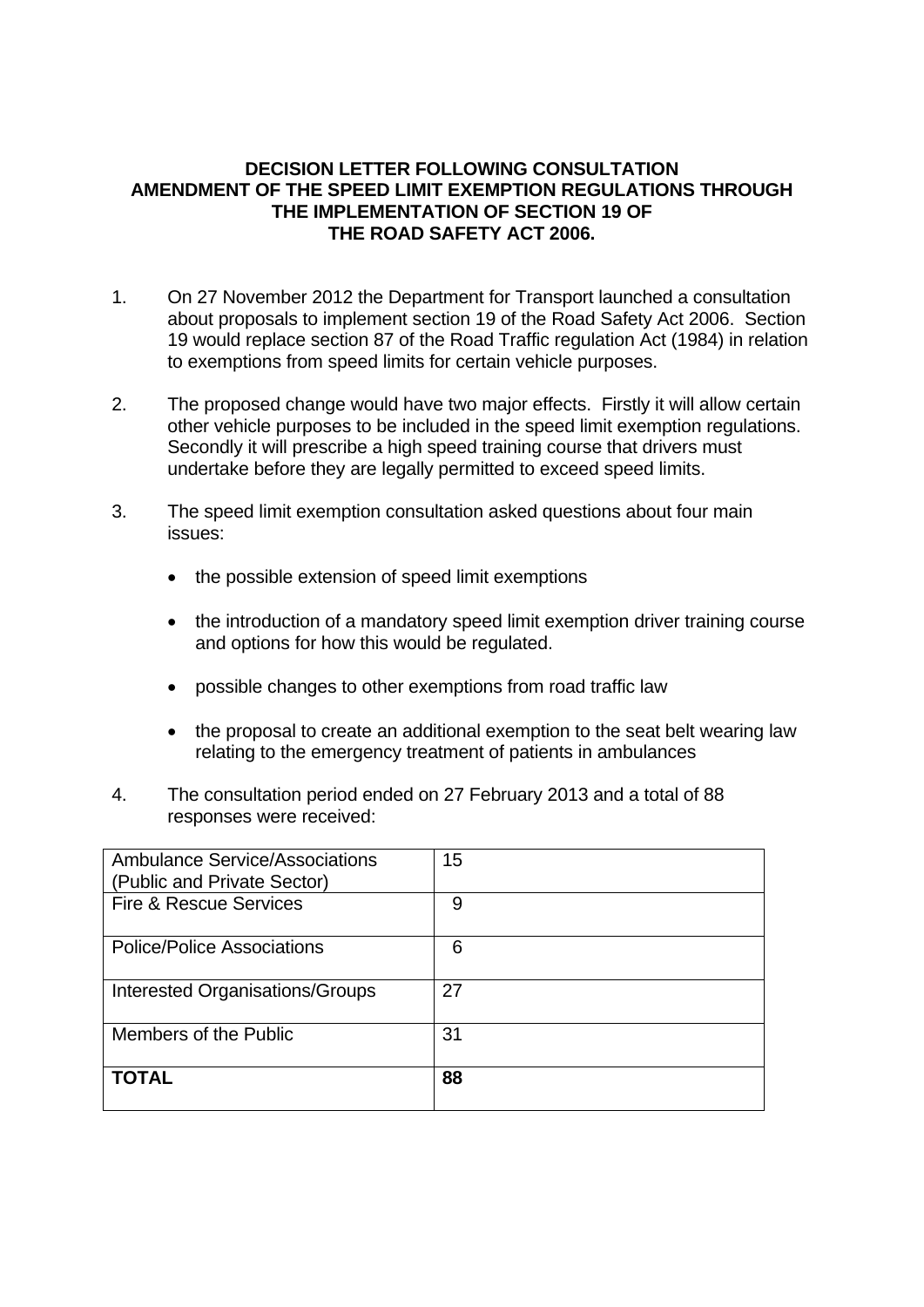# DECISION LETTER FOLLOWING CONSULTATION AMENDMENT OF THE SPEED LIMIT EXEMPTION REGULATIONS THROUGH THE IMPLEMENTATION OF SECTION 19 OF THE ROAD SAFETY ACT 2006.

1. On 27 November 2012 the Department for Transport launched a consultation about proposals to implement section 19 of the Road Safety Act 2006. Section 19 would replace section 87 of the Road Traffic regulation Act (1984) in relation to exemptions from speed limits for certain vehicle purposes.

2. The proposed change would have two major effects. Firstly it will allow certain other vehicle purposes to be included in the speed limit exemption regulations. Secondly it will prescribe a high speed training course that drivers must undertake before they are legally permitted to exceed speed limits.

3. The speed limit exemption consultation asked questions about four main issues:

   - the possible extension of speed limit exemptions
   - the introduction of a mandatory speed limit exemption driver training course and options for how this would be regulated.
   - possible changes to other exemptions from road traffic law
   - the proposal to create an additional exemption to the seat belt wearing law relating to the emergency treatment of patients in ambulances

4. The consultation period ended on 27 February 2013 and a total of 88 responses were received:

| | |
|---|---|
| Ambulance Service/Associations (Public and Private Sector) | 15 |
| Fire & Rescue Services | 9 |
| Police/Police Associations | 6 |
| Interested Organisations/Groups | 27 |
| Members of the Public | 31 |
| **TOTAL** | **88** |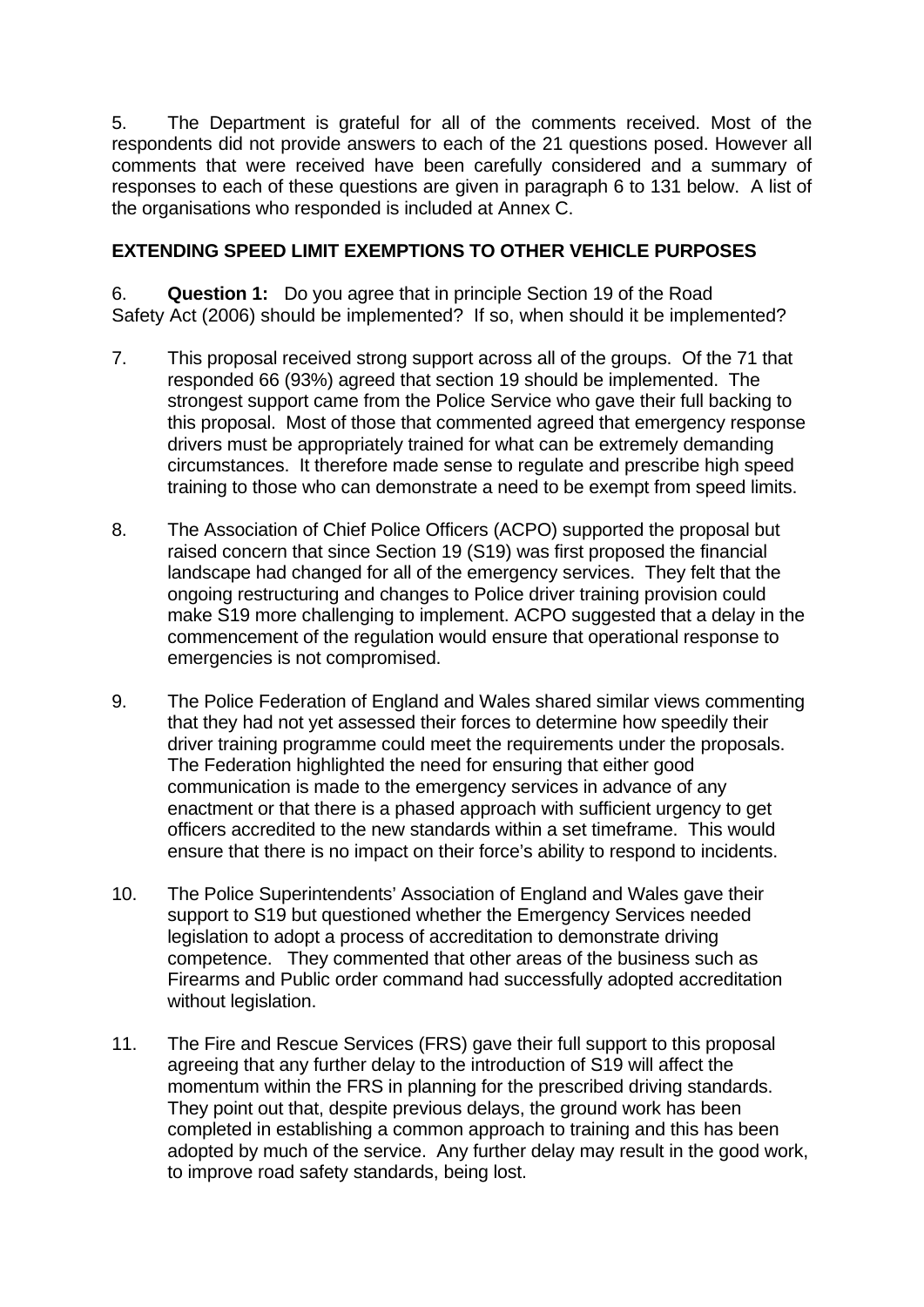5. The Department is grateful for all of the comments received. Most of the respondents did not provide answers to each of the 21 questions posed. However all comments that were received have been carefully considered and a summary of responses to each of these questions are given in paragraph 6 to 131 below. A list of the organisations who responded is included at Annex C.

**EXTENDING SPEED LIMIT EXEMPTIONS TO OTHER VEHICLE PURPOSES**

6. **Question 1:** Do you agree that in principle Section 19 of the Road Safety Act (2006) should be implemented? If so, when should it be implemented?

7. This proposal received strong support across all of the groups. Of the 71 that responded 66 (93%) agreed that section 19 should be implemented. The strongest support came from the Police Service who gave their full backing to this proposal. Most of those that commented agreed that emergency response drivers must be appropriately trained for what can be extremely demanding circumstances. It therefore made sense to regulate and prescribe high speed training to those who can demonstrate a need to be exempt from speed limits.

8. The Association of Chief Police Officers (ACPO) supported the proposal but raised concern that since Section 19 (S19) was first proposed the financial landscape had changed for all of the emergency services. They felt that the ongoing restructuring and changes to Police driver training provision could make S19 more challenging to implement. ACPO suggested that a delay in the commencement of the regulation would ensure that operational response to emergencies is not compromised.

9. The Police Federation of England and Wales shared similar views commenting that they had not yet assessed their forces to determine how speedily their driver training programme could meet the requirements under the proposals. The Federation highlighted the need for ensuring that either good communication is made to the emergency services in advance of any enactment or that there is a phased approach with sufficient urgency to get officers accredited to the new standards within a set timeframe. This would ensure that there is no impact on their force's ability to respond to incidents.

10. The Police Superintendents' Association of England and Wales gave their support to S19 but questioned whether the Emergency Services needed legislation to adopt a process of accreditation to demonstrate driving competence. They commented that other areas of the business such as Firearms and Public order command had successfully adopted accreditation without legislation.

11. The Fire and Rescue Services (FRS) gave their full support to this proposal agreeing that any further delay to the introduction of S19 will affect the momentum within the FRS in planning for the prescribed driving standards. They point out that, despite previous delays, the ground work has been completed in establishing a common approach to training and this has been adopted by much of the service. Any further delay may result in the good work, to improve road safety standards, being lost.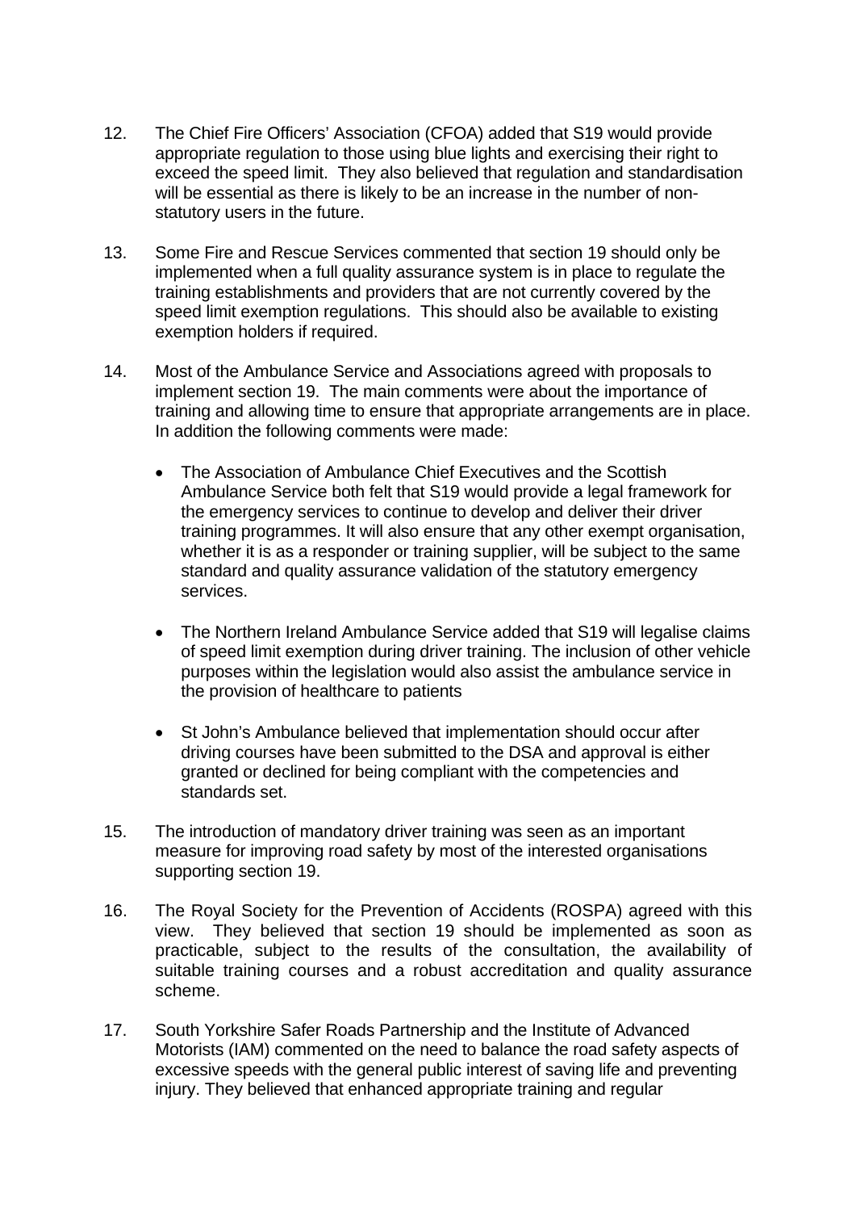12. The Chief Fire Officers' Association (CFOA) added that S19 would provide appropriate regulation to those using blue lights and exercising their right to exceed the speed limit. They also believed that regulation and standardisation will be essential as there is likely to be an increase in the number of non-statutory users in the future.

13. Some Fire and Rescue Services commented that section 19 should only be implemented when a full quality assurance system is in place to regulate the training establishments and providers that are not currently covered by the speed limit exemption regulations. This should also be available to existing exemption holders if required.

14. Most of the Ambulance Service and Associations agreed with proposals to implement section 19. The main comments were about the importance of training and allowing time to ensure that appropriate arrangements are in place. In addition the following comments were made:

   - The Association of Ambulance Chief Executives and the Scottish Ambulance Service both felt that S19 would provide a legal framework for the emergency services to continue to develop and deliver their driver training programmes. It will also ensure that any other exempt organisation, whether it is as a responder or training supplier, will be subject to the same standard and quality assurance validation of the statutory emergency services.

   - The Northern Ireland Ambulance Service added that S19 will legalise claims of speed limit exemption during driver training. The inclusion of other vehicle purposes within the legislation would also assist the ambulance service in the provision of healthcare to patients

   - St John's Ambulance believed that implementation should occur after driving courses have been submitted to the DSA and approval is either granted or declined for being compliant with the competencies and standards set.

15. The introduction of mandatory driver training was seen as an important measure for improving road safety by most of the interested organisations supporting section 19.

16. The Royal Society for the Prevention of Accidents (ROSPA) agreed with this view. They believed that section 19 should be implemented as soon as practicable, subject to the results of the consultation, the availability of suitable training courses and a robust accreditation and quality assurance scheme.

17. South Yorkshire Safer Roads Partnership and the Institute of Advanced Motorists (IAM) commented on the need to balance the road safety aspects of excessive speeds with the general public interest of saving life and preventing injury. They believed that enhanced appropriate training and regular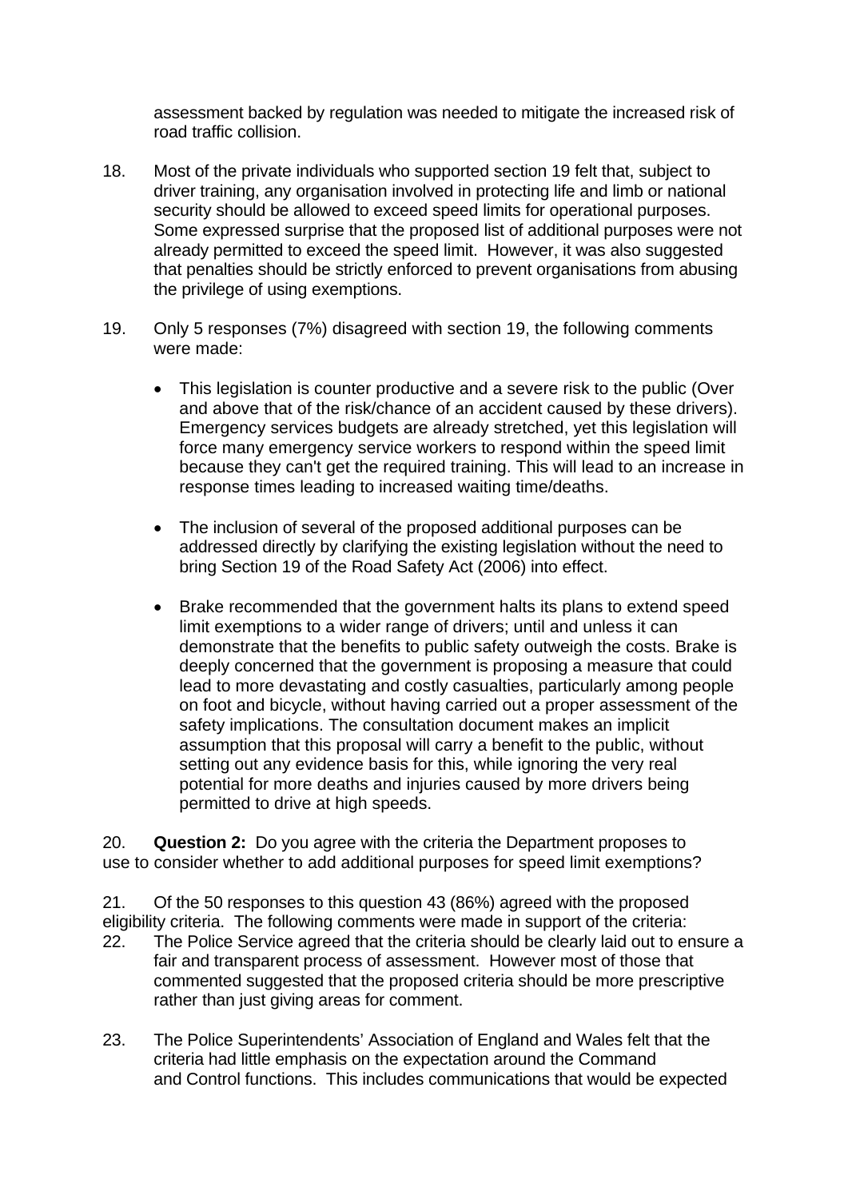assessment backed by regulation was needed to mitigate the increased risk of road traffic collision.

18. Most of the private individuals who supported section 19 felt that, subject to driver training, any organisation involved in protecting life and limb or national security should be allowed to exceed speed limits for operational purposes. Some expressed surprise that the proposed list of additional purposes were not already permitted to exceed the speed limit. However, it was also suggested that penalties should be strictly enforced to prevent organisations from abusing the privilege of using exemptions.

19. Only 5 responses (7%) disagreed with section 19, the following comments were made:

- This legislation is counter productive and a severe risk to the public (Over and above that of the risk/chance of an accident caused by these drivers). Emergency services budgets are already stretched, yet this legislation will force many emergency service workers to respond within the speed limit because they can't get the required training. This will lead to an increase in response times leading to increased waiting time/deaths.

- The inclusion of several of the proposed additional purposes can be addressed directly by clarifying the existing legislation without the need to bring Section 19 of the Road Safety Act (2006) into effect.

- Brake recommended that the government halts its plans to extend speed limit exemptions to a wider range of drivers; until and unless it can demonstrate that the benefits to public safety outweigh the costs. Brake is deeply concerned that the government is proposing a measure that could lead to more devastating and costly casualties, particularly among people on foot and bicycle, without having carried out a proper assessment of the safety implications. The consultation document makes an implicit assumption that this proposal will carry a benefit to the public, without setting out any evidence basis for this, while ignoring the very real potential for more deaths and injuries caused by more drivers being permitted to drive at high speeds.

20. **Question 2:** Do you agree with the criteria the Department proposes to use to consider whether to add additional purposes for speed limit exemptions?

21. Of the 50 responses to this question 43 (86%) agreed with the proposed eligibility criteria. The following comments were made in support of the criteria:

22. The Police Service agreed that the criteria should be clearly laid out to ensure a fair and transparent process of assessment. However most of those that commented suggested that the proposed criteria should be more prescriptive rather than just giving areas for comment.

23. The Police Superintendents' Association of England and Wales felt that the criteria had little emphasis on the expectation around the Command and Control functions. This includes communications that would be expected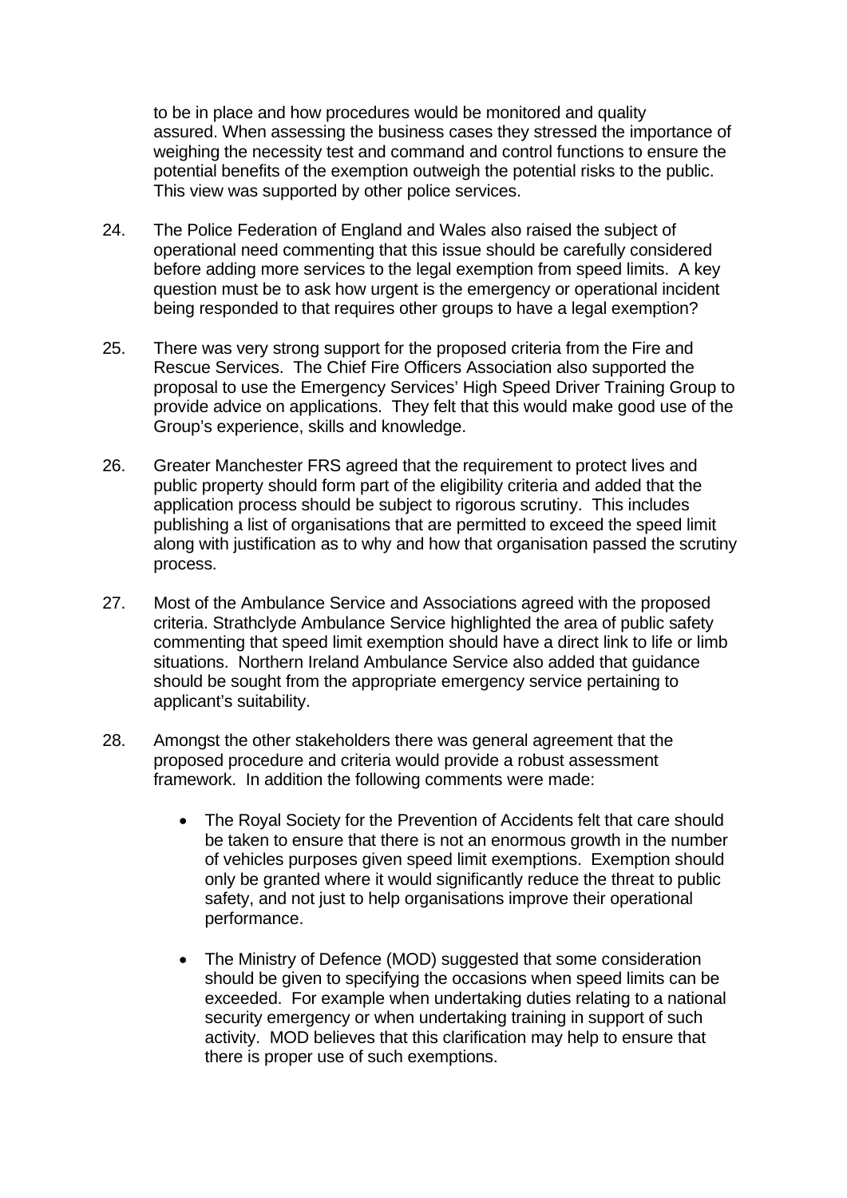to be in place and how procedures would be monitored and quality assured. When assessing the business cases they stressed the importance of weighing the necessity test and command and control functions to ensure the potential benefits of the exemption outweigh the potential risks to the public. This view was supported by other police services.

24. The Police Federation of England and Wales also raised the subject of operational need commenting that this issue should be carefully considered before adding more services to the legal exemption from speed limits. A key question must be to ask how urgent is the emergency or operational incident being responded to that requires other groups to have a legal exemption?

25. There was very strong support for the proposed criteria from the Fire and Rescue Services. The Chief Fire Officers Association also supported the proposal to use the Emergency Services' High Speed Driver Training Group to provide advice on applications. They felt that this would make good use of the Group's experience, skills and knowledge.

26. Greater Manchester FRS agreed that the requirement to protect lives and public property should form part of the eligibility criteria and added that the application process should be subject to rigorous scrutiny. This includes publishing a list of organisations that are permitted to exceed the speed limit along with justification as to why and how that organisation passed the scrutiny process.

27. Most of the Ambulance Service and Associations agreed with the proposed criteria. Strathclyde Ambulance Service highlighted the area of public safety commenting that speed limit exemption should have a direct link to life or limb situations. Northern Ireland Ambulance Service also added that guidance should be sought from the appropriate emergency service pertaining to applicant's suitability.

28. Amongst the other stakeholders there was general agreement that the proposed procedure and criteria would provide a robust assessment framework. In addition the following comments were made:

   - The Royal Society for the Prevention of Accidents felt that care should be taken to ensure that there is not an enormous growth in the number of vehicles purposes given speed limit exemptions. Exemption should only be granted where it would significantly reduce the threat to public safety, and not just to help organisations improve their operational performance.

   - The Ministry of Defence (MOD) suggested that some consideration should be given to specifying the occasions when speed limits can be exceeded. For example when undertaking duties relating to a national security emergency or when undertaking training in support of such activity. MOD believes that this clarification may help to ensure that there is proper use of such exemptions.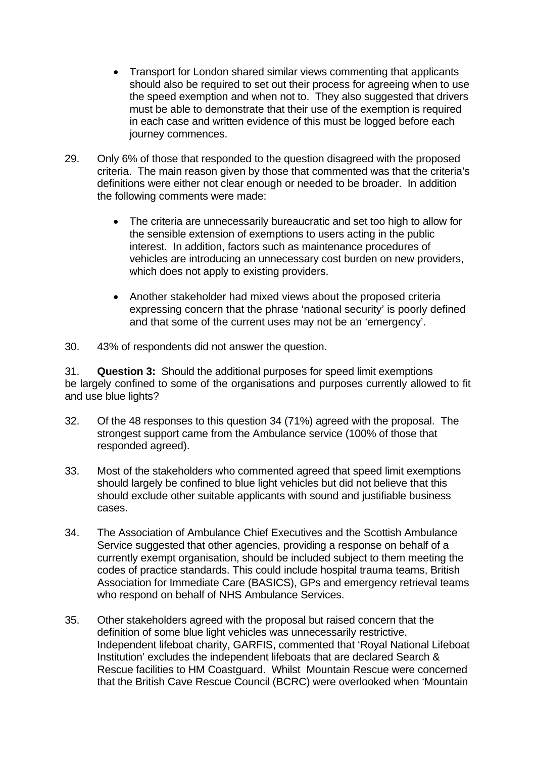- Transport for London shared similar views commenting that applicants should also be required to set out their process for agreeing when to use the speed exemption and when not to. They also suggested that drivers must be able to demonstrate that their use of the exemption is required in each case and written evidence of this must be logged before each journey commences.

29. Only 6% of those that responded to the question disagreed with the proposed criteria. The main reason given by those that commented was that the criteria's definitions were either not clear enough or needed to be broader. In addition the following comments were made:

    - The criteria are unnecessarily bureaucratic and set too high to allow for the sensible extension of exemptions to users acting in the public interest. In addition, factors such as maintenance procedures of vehicles are introducing an unnecessary cost burden on new providers, which does not apply to existing providers.

    - Another stakeholder had mixed views about the proposed criteria expressing concern that the phrase 'national security' is poorly defined and that some of the current uses may not be an 'emergency'.

30. 43% of respondents did not answer the question.

31. **Question 3:** Should the additional purposes for speed limit exemptions be largely confined to some of the organisations and purposes currently allowed to fit and use blue lights?

32. Of the 48 responses to this question 34 (71%) agreed with the proposal. The strongest support came from the Ambulance service (100% of those that responded agreed).

33. Most of the stakeholders who commented agreed that speed limit exemptions should largely be confined to blue light vehicles but did not believe that this should exclude other suitable applicants with sound and justifiable business cases.

34. The Association of Ambulance Chief Executives and the Scottish Ambulance Service suggested that other agencies, providing a response on behalf of a currently exempt organisation, should be included subject to them meeting the codes of practice standards. This could include hospital trauma teams, British Association for Immediate Care (BASICS), GPs and emergency retrieval teams who respond on behalf of NHS Ambulance Services.

35. Other stakeholders agreed with the proposal but raised concern that the definition of some blue light vehicles was unnecessarily restrictive. Independent lifeboat charity, GARFIS, commented that 'Royal National Lifeboat Institution' excludes the independent lifeboats that are declared Search & Rescue facilities to HM Coastguard. Whilst Mountain Rescue were concerned that the British Cave Rescue Council (BCRC) were overlooked when 'Mountain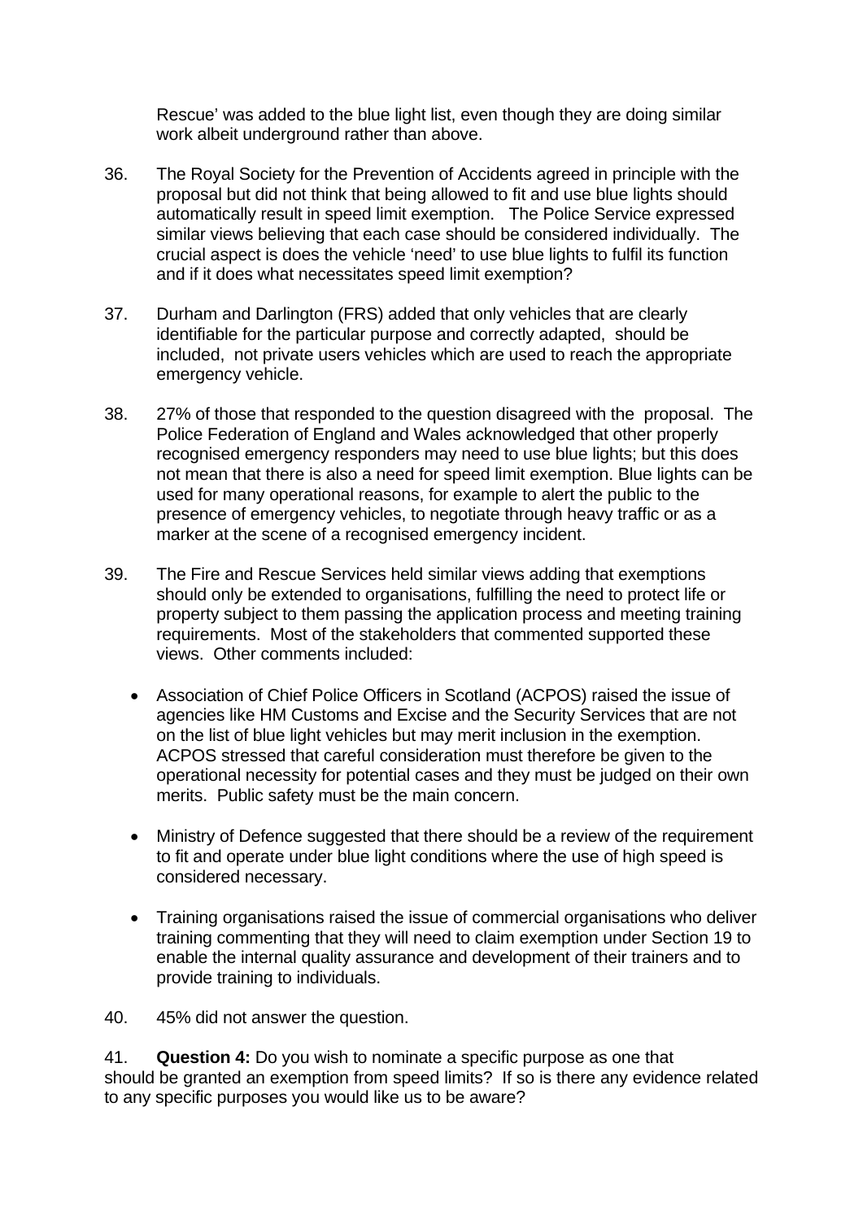Rescue' was added to the blue light list, even though they are doing similar work albeit underground rather than above.

36. The Royal Society for the Prevention of Accidents agreed in principle with the proposal but did not think that being allowed to fit and use blue lights should automatically result in speed limit exemption. The Police Service expressed similar views believing that each case should be considered individually. The crucial aspect is does the vehicle 'need' to use blue lights to fulfil its function and if it does what necessitates speed limit exemption?

37. Durham and Darlington (FRS) added that only vehicles that are clearly identifiable for the particular purpose and correctly adapted, should be included, not private users vehicles which are used to reach the appropriate emergency vehicle.

38. 27% of those that responded to the question disagreed with the proposal. The Police Federation of England and Wales acknowledged that other properly recognised emergency responders may need to use blue lights; but this does not mean that there is also a need for speed limit exemption. Blue lights can be used for many operational reasons, for example to alert the public to the presence of emergency vehicles, to negotiate through heavy traffic or as a marker at the scene of a recognised emergency incident.

39. The Fire and Rescue Services held similar views adding that exemptions should only be extended to organisations, fulfilling the need to protect life or property subject to them passing the application process and meeting training requirements. Most of the stakeholders that commented supported these views. Other comments included:

- Association of Chief Police Officers in Scotland (ACPOS) raised the issue of agencies like HM Customs and Excise and the Security Services that are not on the list of blue light vehicles but may merit inclusion in the exemption. ACPOS stressed that careful consideration must therefore be given to the operational necessity for potential cases and they must be judged on their own merits. Public safety must be the main concern.

- Ministry of Defence suggested that there should be a review of the requirement to fit and operate under blue light conditions where the use of high speed is considered necessary.

- Training organisations raised the issue of commercial organisations who deliver training commenting that they will need to claim exemption under Section 19 to enable the internal quality assurance and development of their trainers and to provide training to individuals.

40. 45% did not answer the question.

41. **Question 4:** Do you wish to nominate a specific purpose as one that should be granted an exemption from speed limits? If so is there any evidence related to any specific purposes you would like us to be aware?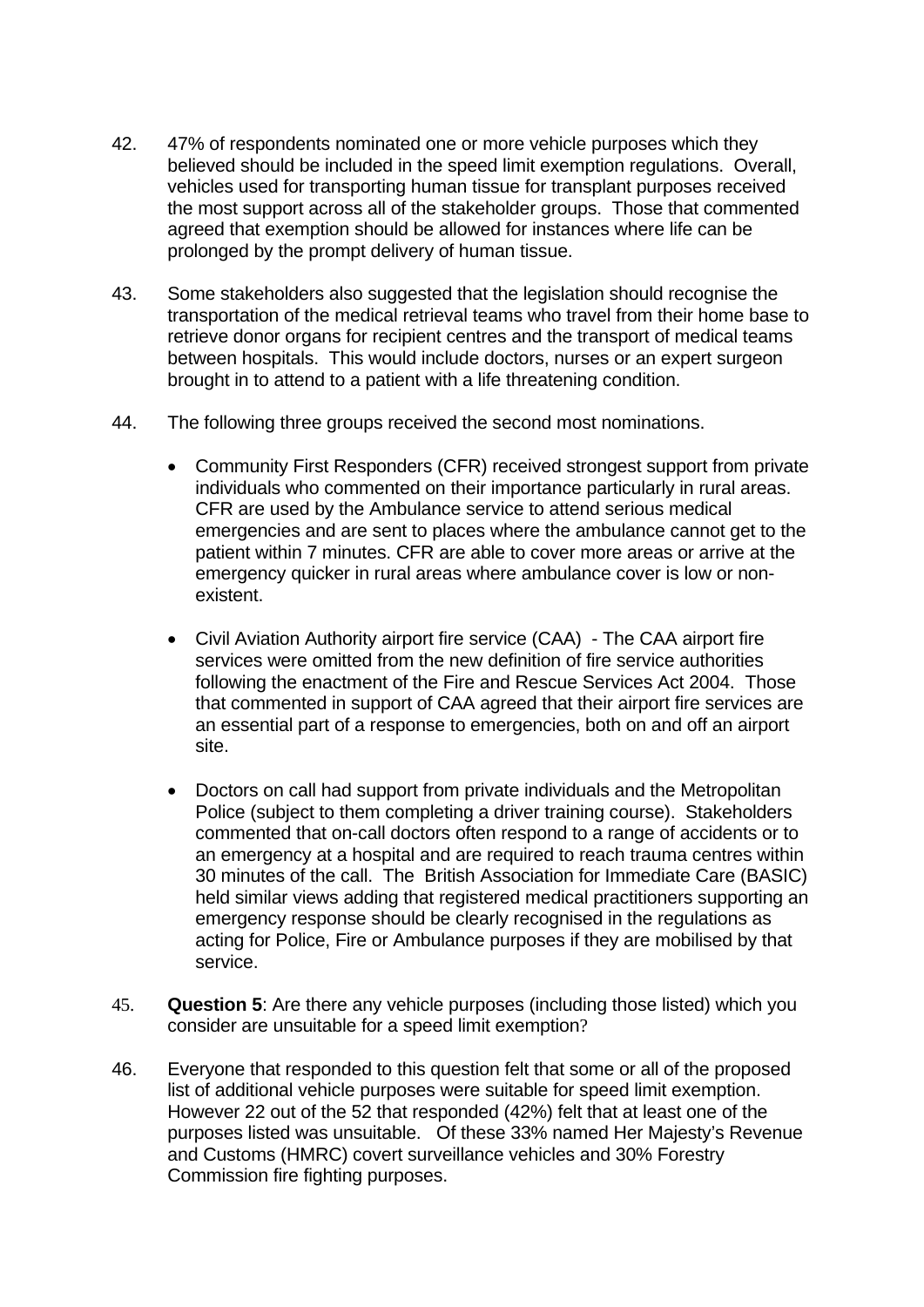42. 47% of respondents nominated one or more vehicle purposes which they believed should be included in the speed limit exemption regulations. Overall, vehicles used for transporting human tissue for transplant purposes received the most support across all of the stakeholder groups. Those that commented agreed that exemption should be allowed for instances where life can be prolonged by the prompt delivery of human tissue.

43. Some stakeholders also suggested that the legislation should recognise the transportation of the medical retrieval teams who travel from their home base to retrieve donor organs for recipient centres and the transport of medical teams between hospitals. This would include doctors, nurses or an expert surgeon brought in to attend to a patient with a life threatening condition.

44. The following three groups received the second most nominations.

   - Community First Responders (CFR) received strongest support from private individuals who commented on their importance particularly in rural areas. CFR are used by the Ambulance service to attend serious medical emergencies and are sent to places where the ambulance cannot get to the patient within 7 minutes. CFR are able to cover more areas or arrive at the emergency quicker in rural areas where ambulance cover is low or non-existent.

   - Civil Aviation Authority airport fire service (CAA) - The CAA airport fire services were omitted from the new definition of fire service authorities following the enactment of the Fire and Rescue Services Act 2004. Those that commented in support of CAA agreed that their airport fire services are an essential part of a response to emergencies, both on and off an airport site.

   - Doctors on call had support from private individuals and the Metropolitan Police (subject to them completing a driver training course). Stakeholders commented that on-call doctors often respond to a range of accidents or to an emergency at a hospital and are required to reach trauma centres within 30 minutes of the call. The British Association for Immediate Care (BASIC) held similar views adding that registered medical practitioners supporting an emergency response should be clearly recognised in the regulations as acting for Police, Fire or Ambulance purposes if they are mobilised by that service.

45. **Question 5**: Are there any vehicle purposes (including those listed) which you consider are unsuitable for a speed limit exemption?

46. Everyone that responded to this question felt that some or all of the proposed list of additional vehicle purposes were suitable for speed limit exemption. However 22 out of the 52 that responded (42%) felt that at least one of the purposes listed was unsuitable. Of these 33% named Her Majesty's Revenue and Customs (HMRC) covert surveillance vehicles and 30% Forestry Commission fire fighting purposes.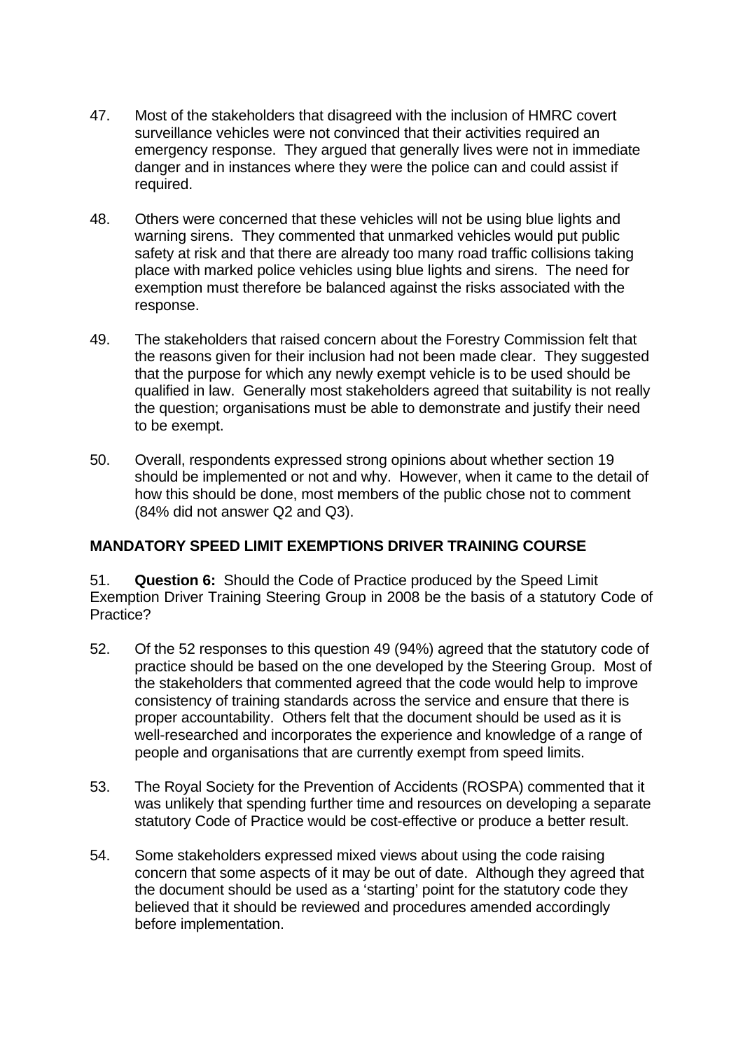47. Most of the stakeholders that disagreed with the inclusion of HMRC covert surveillance vehicles were not convinced that their activities required an emergency response. They argued that generally lives were not in immediate danger and in instances where they were the police can and could assist if required.

48. Others were concerned that these vehicles will not be using blue lights and warning sirens. They commented that unmarked vehicles would put public safety at risk and that there are already too many road traffic collisions taking place with marked police vehicles using blue lights and sirens. The need for exemption must therefore be balanced against the risks associated with the response.

49. The stakeholders that raised concern about the Forestry Commission felt that the reasons given for their inclusion had not been made clear. They suggested that the purpose for which any newly exempt vehicle is to be used should be qualified in law. Generally most stakeholders agreed that suitability is not really the question; organisations must be able to demonstrate and justify their need to be exempt.

50. Overall, respondents expressed strong opinions about whether section 19 should be implemented or not and why. However, when it came to the detail of how this should be done, most members of the public chose not to comment (84% did not answer Q2 and Q3).

## MANDATORY SPEED LIMIT EXEMPTIONS DRIVER TRAINING COURSE

51. **Question 6:** Should the Code of Practice produced by the Speed Limit Exemption Driver Training Steering Group in 2008 be the basis of a statutory Code of Practice?

52. Of the 52 responses to this question 49 (94%) agreed that the statutory code of practice should be based on the one developed by the Steering Group. Most of the stakeholders that commented agreed that the code would help to improve consistency of training standards across the service and ensure that there is proper accountability. Others felt that the document should be used as it is well-researched and incorporates the experience and knowledge of a range of people and organisations that are currently exempt from speed limits.

53. The Royal Society for the Prevention of Accidents (ROSPA) commented that it was unlikely that spending further time and resources on developing a separate statutory Code of Practice would be cost-effective or produce a better result.

54. Some stakeholders expressed mixed views about using the code raising concern that some aspects of it may be out of date. Although they agreed that the document should be used as a 'starting' point for the statutory code they believed that it should be reviewed and procedures amended accordingly before implementation.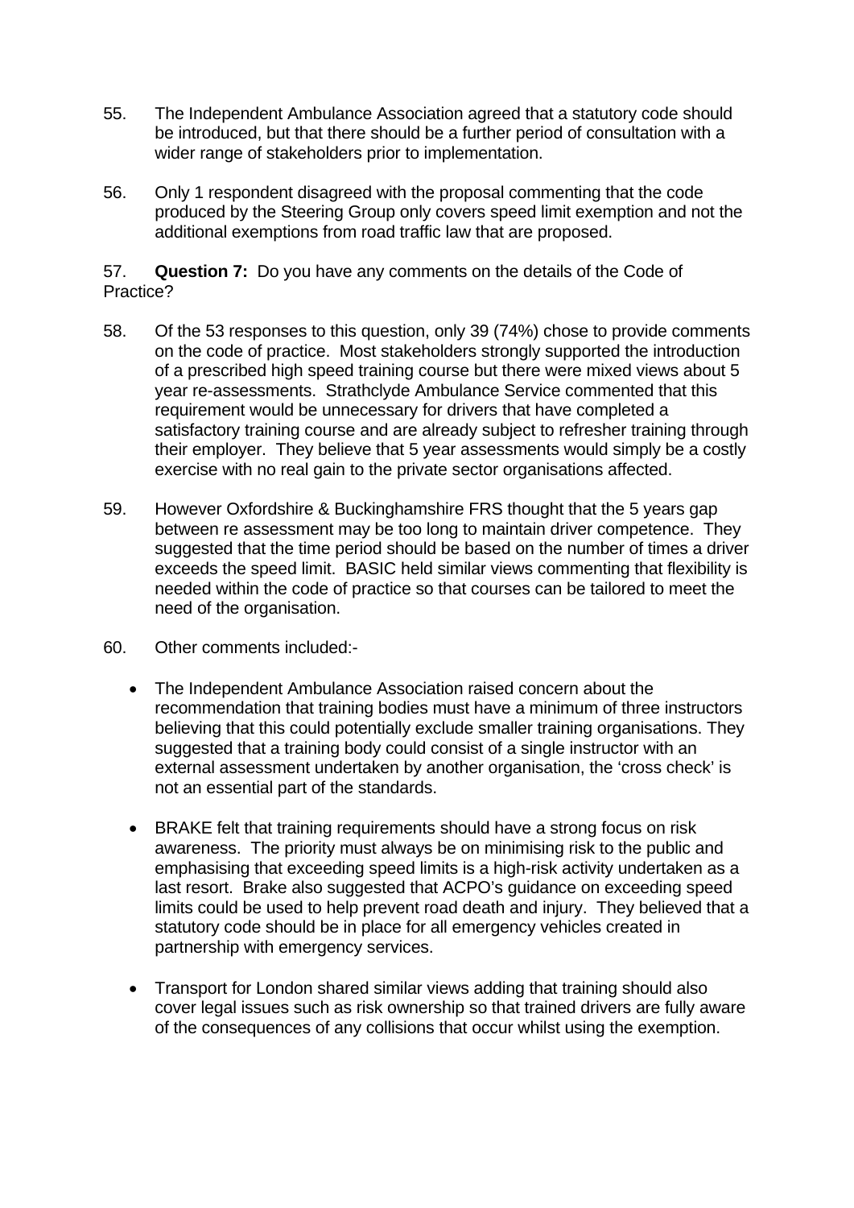55. The Independent Ambulance Association agreed that a statutory code should be introduced, but that there should be a further period of consultation with a wider range of stakeholders prior to implementation.

56. Only 1 respondent disagreed with the proposal commenting that the code produced by the Steering Group only covers speed limit exemption and not the additional exemptions from road traffic law that are proposed.

57. **Question 7:** Do you have any comments on the details of the Code of Practice?

58. Of the 53 responses to this question, only 39 (74%) chose to provide comments on the code of practice. Most stakeholders strongly supported the introduction of a prescribed high speed training course but there were mixed views about 5 year re-assessments. Strathclyde Ambulance Service commented that this requirement would be unnecessary for drivers that have completed a satisfactory training course and are already subject to refresher training through their employer. They believe that 5 year assessments would simply be a costly exercise with no real gain to the private sector organisations affected.

59. However Oxfordshire & Buckinghamshire FRS thought that the 5 years gap between re assessment may be too long to maintain driver competence. They suggested that the time period should be based on the number of times a driver exceeds the speed limit. BASIC held similar views commenting that flexibility is needed within the code of practice so that courses can be tailored to meet the need of the organisation.

60. Other comments included:-

- The Independent Ambulance Association raised concern about the recommendation that training bodies must have a minimum of three instructors believing that this could potentially exclude smaller training organisations. They suggested that a training body could consist of a single instructor with an external assessment undertaken by another organisation, the 'cross check' is not an essential part of the standards.

- BRAKE felt that training requirements should have a strong focus on risk awareness. The priority must always be on minimising risk to the public and emphasising that exceeding speed limits is a high-risk activity undertaken as a last resort. Brake also suggested that ACPO's guidance on exceeding speed limits could be used to help prevent road death and injury. They believed that a statutory code should be in place for all emergency vehicles created in partnership with emergency services.

- Transport for London shared similar views adding that training should also cover legal issues such as risk ownership so that trained drivers are fully aware of the consequences of any collisions that occur whilst using the exemption.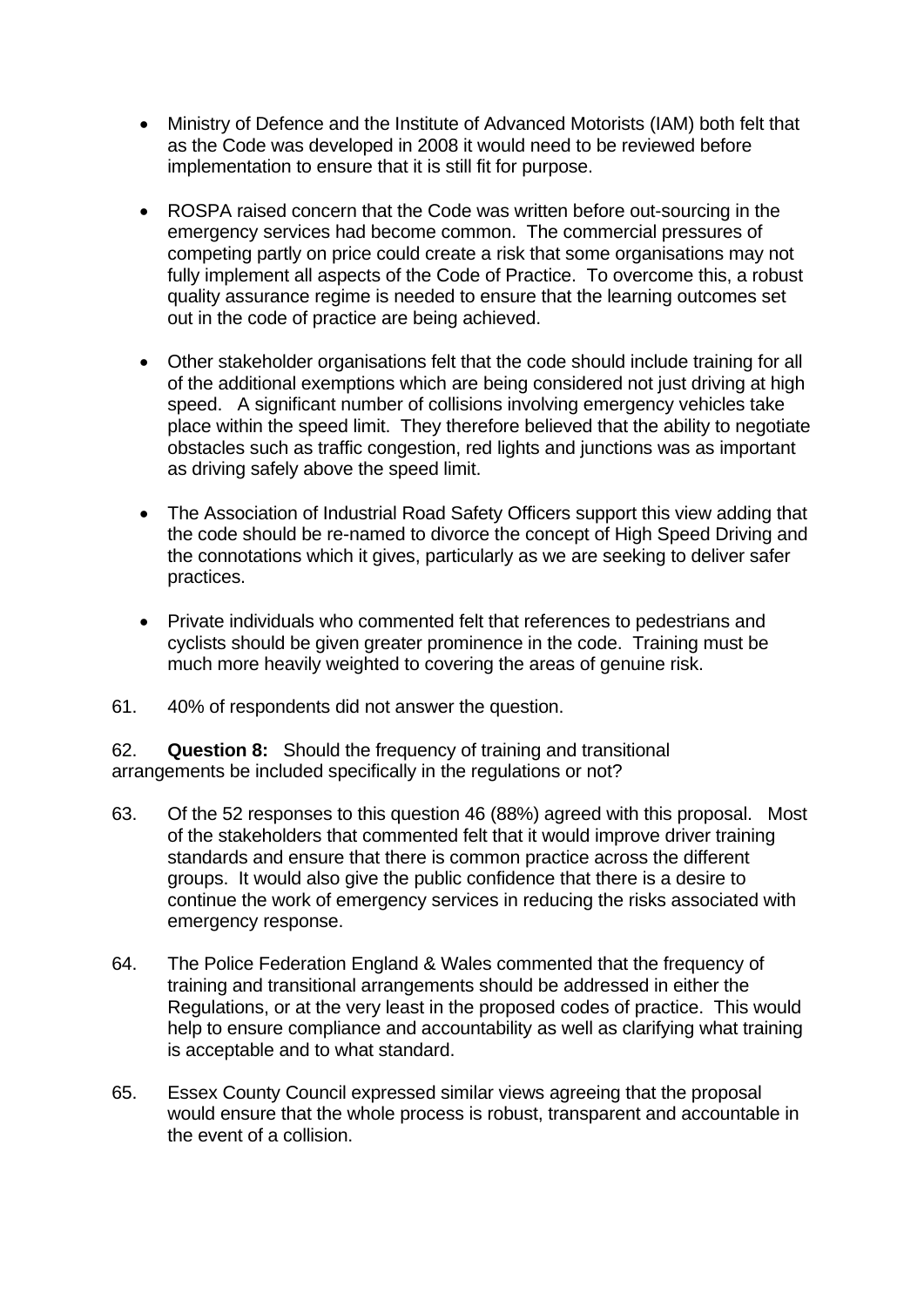- Ministry of Defence and the Institute of Advanced Motorists (IAM) both felt that as the Code was developed in 2008 it would need to be reviewed before implementation to ensure that it is still fit for purpose.

- ROSPA raised concern that the Code was written before out-sourcing in the emergency services had become common. The commercial pressures of competing partly on price could create a risk that some organisations may not fully implement all aspects of the Code of Practice. To overcome this, a robust quality assurance regime is needed to ensure that the learning outcomes set out in the code of practice are being achieved.

- Other stakeholder organisations felt that the code should include training for all of the additional exemptions which are being considered not just driving at high speed. A significant number of collisions involving emergency vehicles take place within the speed limit. They therefore believed that the ability to negotiate obstacles such as traffic congestion, red lights and junctions was as important as driving safely above the speed limit.

- The Association of Industrial Road Safety Officers support this view adding that the code should be re-named to divorce the concept of High Speed Driving and the connotations which it gives, particularly as we are seeking to deliver safer practices.

- Private individuals who commented felt that references to pedestrians and cyclists should be given greater prominence in the code. Training must be much more heavily weighted to covering the areas of genuine risk.

61. 40% of respondents did not answer the question.

62. **Question 8:** Should the frequency of training and transitional arrangements be included specifically in the regulations or not?

63. Of the 52 responses to this question 46 (88%) agreed with this proposal. Most of the stakeholders that commented felt that it would improve driver training standards and ensure that there is common practice across the different groups. It would also give the public confidence that there is a desire to continue the work of emergency services in reducing the risks associated with emergency response.

64. The Police Federation England & Wales commented that the frequency of training and transitional arrangements should be addressed in either the Regulations, or at the very least in the proposed codes of practice. This would help to ensure compliance and accountability as well as clarifying what training is acceptable and to what standard.

65. Essex County Council expressed similar views agreeing that the proposal would ensure that the whole process is robust, transparent and accountable in the event of a collision.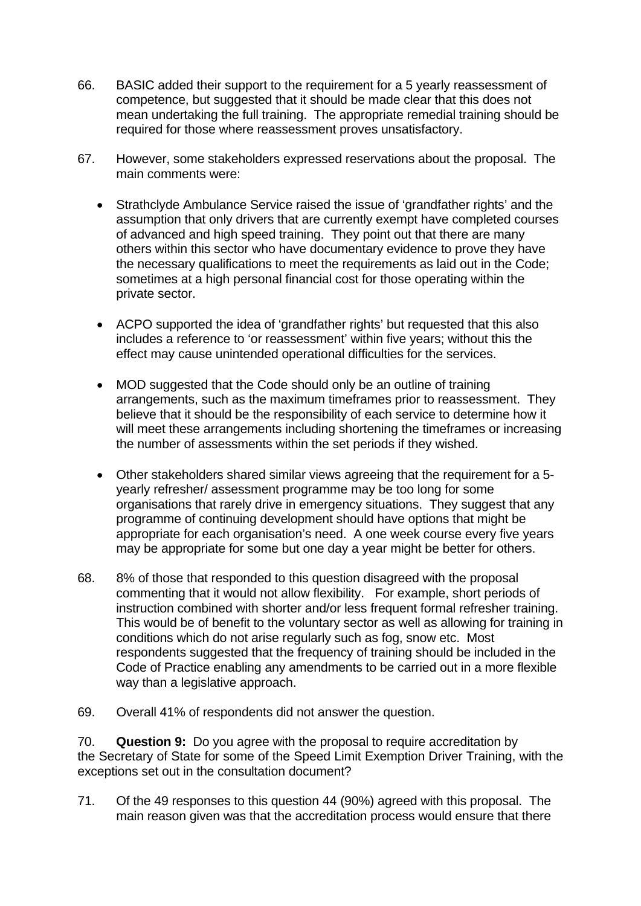66. BASIC added their support to the requirement for a 5 yearly reassessment of competence, but suggested that it should be made clear that this does not mean undertaking the full training. The appropriate remedial training should be required for those where reassessment proves unsatisfactory.

67. However, some stakeholders expressed reservations about the proposal. The main comments were:

   - Strathclyde Ambulance Service raised the issue of 'grandfather rights' and the assumption that only drivers that are currently exempt have completed courses of advanced and high speed training. They point out that there are many others within this sector who have documentary evidence to prove they have the necessary qualifications to meet the requirements as laid out in the Code; sometimes at a high personal financial cost for those operating within the private sector.

   - ACPO supported the idea of 'grandfather rights' but requested that this also includes a reference to 'or reassessment' within five years; without this the effect may cause unintended operational difficulties for the services.

   - MOD suggested that the Code should only be an outline of training arrangements, such as the maximum timeframes prior to reassessment. They believe that it should be the responsibility of each service to determine how it will meet these arrangements including shortening the timeframes or increasing the number of assessments within the set periods if they wished.

   - Other stakeholders shared similar views agreeing that the requirement for a 5-yearly refresher/ assessment programme may be too long for some organisations that rarely drive in emergency situations. They suggest that any programme of continuing development should have options that might be appropriate for each organisation's need. A one week course every five years may be appropriate for some but one day a year might be better for others.

68. 8% of those that responded to this question disagreed with the proposal commenting that it would not allow flexibility. For example, short periods of instruction combined with shorter and/or less frequent formal refresher training. This would be of benefit to the voluntary sector as well as allowing for training in conditions which do not arise regularly such as fog, snow etc. Most respondents suggested that the frequency of training should be included in the Code of Practice enabling any amendments to be carried out in a more flexible way than a legislative approach.

69. Overall 41% of respondents did not answer the question.

70. **Question 9:** Do you agree with the proposal to require accreditation by the Secretary of State for some of the Speed Limit Exemption Driver Training, with the exceptions set out in the consultation document?

71. Of the 49 responses to this question 44 (90%) agreed with this proposal. The main reason given was that the accreditation process would ensure that there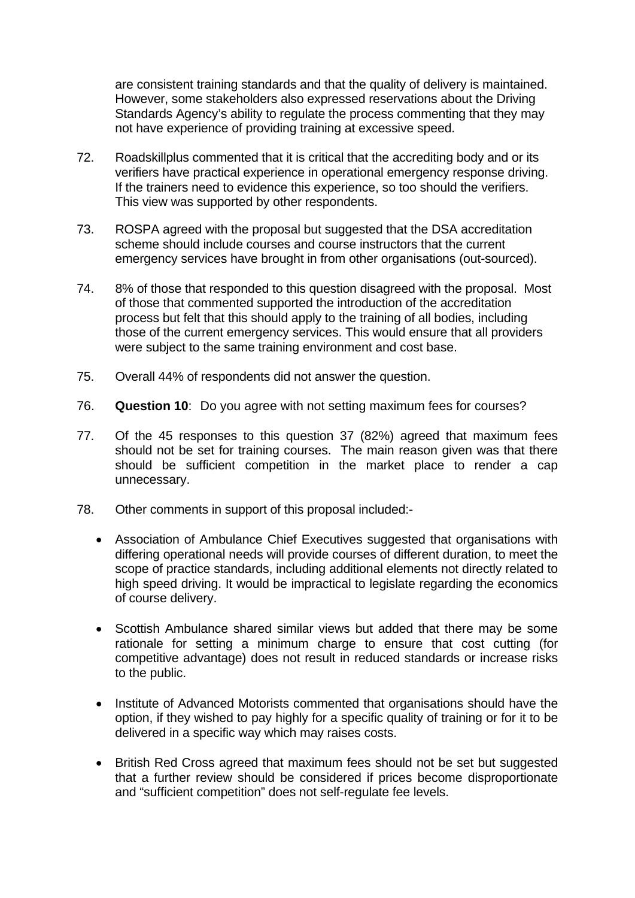are consistent training standards and that the quality of delivery is maintained. However, some stakeholders also expressed reservations about the Driving Standards Agency's ability to regulate the process commenting that they may not have experience of providing training at excessive speed.

72. Roadskillplus commented that it is critical that the accrediting body and or its verifiers have practical experience in operational emergency response driving. If the trainers need to evidence this experience, so too should the verifiers. This view was supported by other respondents.

73. ROSPA agreed with the proposal but suggested that the DSA accreditation scheme should include courses and course instructors that the current emergency services have brought in from other organisations (out-sourced).

74. 8% of those that responded to this question disagreed with the proposal. Most of those that commented supported the introduction of the accreditation process but felt that this should apply to the training of all bodies, including those of the current emergency services. This would ensure that all providers were subject to the same training environment and cost base.

75. Overall 44% of respondents did not answer the question.

76. **Question 10**: Do you agree with not setting maximum fees for courses?

77. Of the 45 responses to this question 37 (82%) agreed that maximum fees should not be set for training courses. The main reason given was that there should be sufficient competition in the market place to render a cap unnecessary.

78. Other comments in support of this proposal included:-

- Association of Ambulance Chief Executives suggested that organisations with differing operational needs will provide courses of different duration, to meet the scope of practice standards, including additional elements not directly related to high speed driving. It would be impractical to legislate regarding the economics of course delivery.

- Scottish Ambulance shared similar views but added that there may be some rationale for setting a minimum charge to ensure that cost cutting (for competitive advantage) does not result in reduced standards or increase risks to the public.

- Institute of Advanced Motorists commented that organisations should have the option, if they wished to pay highly for a specific quality of training or for it to be delivered in a specific way which may raises costs.

- British Red Cross agreed that maximum fees should not be set but suggested that a further review should be considered if prices become disproportionate and "sufficient competition" does not self-regulate fee levels.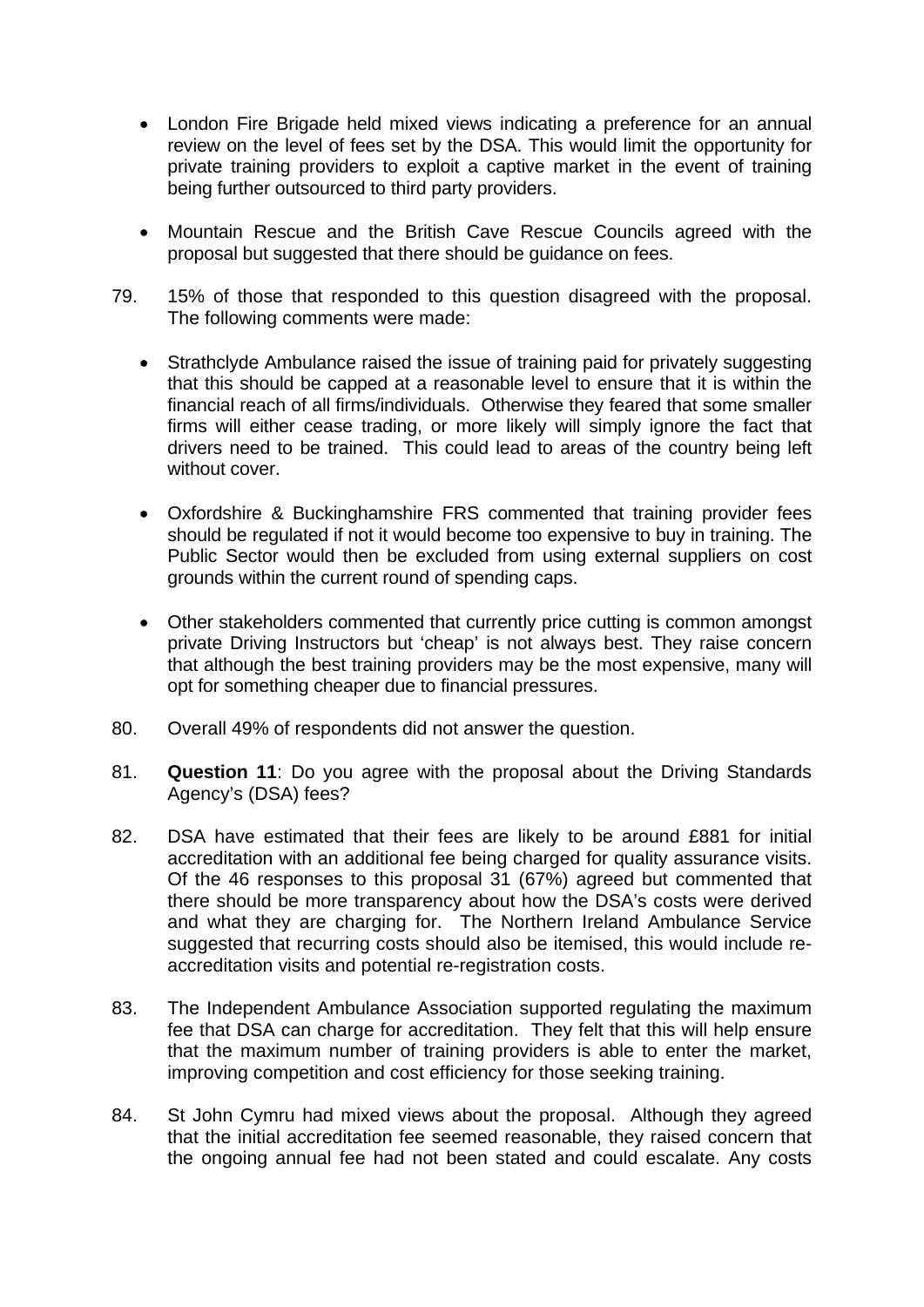- London Fire Brigade held mixed views indicating a preference for an annual review on the level of fees set by the DSA. This would limit the opportunity for private training providers to exploit a captive market in the event of training being further outsourced to third party providers.

- Mountain Rescue and the British Cave Rescue Councils agreed with the proposal but suggested that there should be guidance on fees.

79. 15% of those that responded to this question disagreed with the proposal. The following comments were made:

    - Strathclyde Ambulance raised the issue of training paid for privately suggesting that this should be capped at a reasonable level to ensure that it is within the financial reach of all firms/individuals. Otherwise they feared that some smaller firms will either cease trading, or more likely will simply ignore the fact that drivers need to be trained. This could lead to areas of the country being left without cover.

    - Oxfordshire & Buckinghamshire FRS commented that training provider fees should be regulated if not it would become too expensive to buy in training. The Public Sector would then be excluded from using external suppliers on cost grounds within the current round of spending caps.

    - Other stakeholders commented that currently price cutting is common amongst private Driving Instructors but 'cheap' is not always best. They raise concern that although the best training providers may be the most expensive, many will opt for something cheaper due to financial pressures.

80. Overall 49% of respondents did not answer the question.

81. **Question 11**: Do you agree with the proposal about the Driving Standards Agency's (DSA) fees?

82. DSA have estimated that their fees are likely to be around £881 for initial accreditation with an additional fee being charged for quality assurance visits. Of the 46 responses to this proposal 31 (67%) agreed but commented that there should be more transparency about how the DSA's costs were derived and what they are charging for. The Northern Ireland Ambulance Service suggested that recurring costs should also be itemised, this would include re-accreditation visits and potential re-registration costs.

83. The Independent Ambulance Association supported regulating the maximum fee that DSA can charge for accreditation. They felt that this will help ensure that the maximum number of training providers is able to enter the market, improving competition and cost efficiency for those seeking training.

84. St John Cymru had mixed views about the proposal. Although they agreed that the initial accreditation fee seemed reasonable, they raised concern that the ongoing annual fee had not been stated and could escalate. Any costs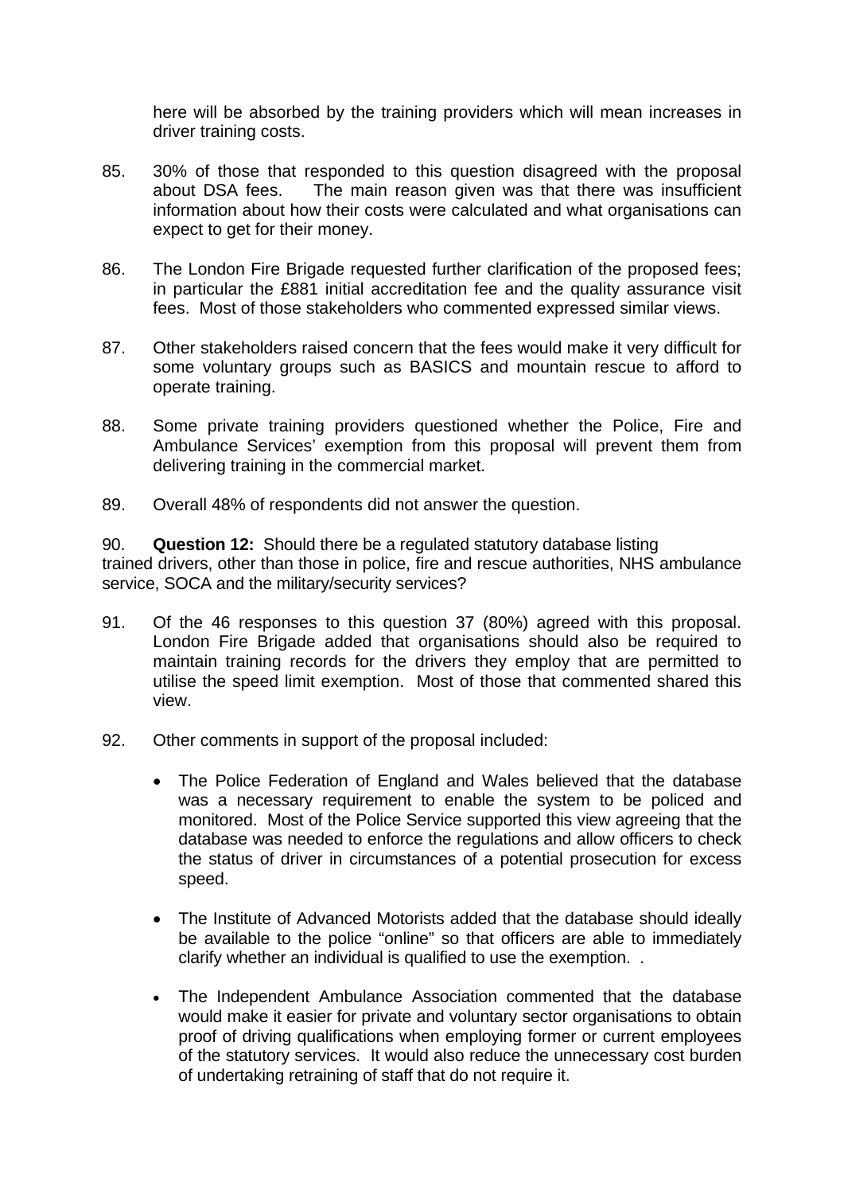here will be absorbed by the training providers which will mean increases in driver training costs.

85. 30% of those that responded to this question disagreed with the proposal about DSA fees. The main reason given was that there was insufficient information about how their costs were calculated and what organisations can expect to get for their money.

86. The London Fire Brigade requested further clarification of the proposed fees; in particular the £881 initial accreditation fee and the quality assurance visit fees. Most of those stakeholders who commented expressed similar views.

87. Other stakeholders raised concern that the fees would make it very difficult for some voluntary groups such as BASICS and mountain rescue to afford to operate training.

88. Some private training providers questioned whether the Police, Fire and Ambulance Services' exemption from this proposal will prevent them from delivering training in the commercial market.

89. Overall 48% of respondents did not answer the question.

90. **Question 12:** Should there be a regulated statutory database listing trained drivers, other than those in police, fire and rescue authorities, NHS ambulance service, SOCA and the military/security services?

91. Of the 46 responses to this question 37 (80%) agreed with this proposal. London Fire Brigade added that organisations should also be required to maintain training records for the drivers they employ that are permitted to utilise the speed limit exemption. Most of those that commented shared this view.

92. Other comments in support of the proposal included:

- The Police Federation of England and Wales believed that the database was a necessary requirement to enable the system to be policed and monitored. Most of the Police Service supported this view agreeing that the database was needed to enforce the regulations and allow officers to check the status of driver in circumstances of a potential prosecution for excess speed.

- The Institute of Advanced Motorists added that the database should ideally be available to the police "online" so that officers are able to immediately clarify whether an individual is qualified to use the exemption. .

- The Independent Ambulance Association commented that the database would make it easier for private and voluntary sector organisations to obtain proof of driving qualifications when employing former or current employees of the statutory services. It would also reduce the unnecessary cost burden of undertaking retraining of staff that do not require it.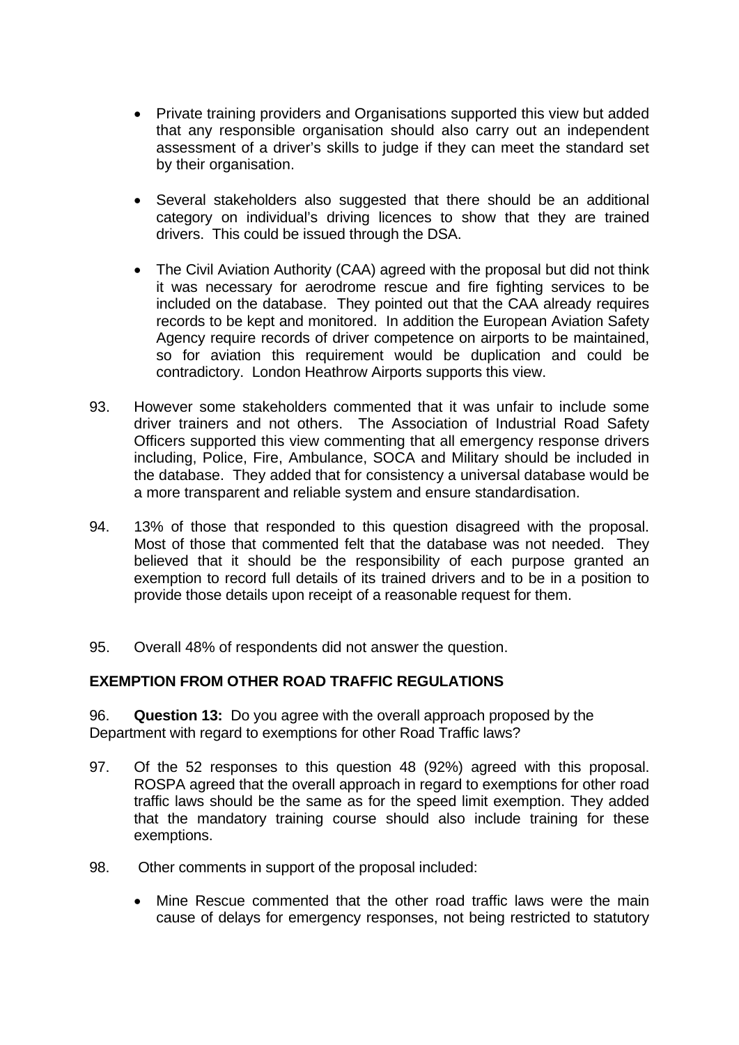- Private training providers and Organisations supported this view but added that any responsible organisation should also carry out an independent assessment of a driver's skills to judge if they can meet the standard set by their organisation.

- Several stakeholders also suggested that there should be an additional category on individual's driving licences to show that they are trained drivers. This could be issued through the DSA.

- The Civil Aviation Authority (CAA) agreed with the proposal but did not think it was necessary for aerodrome rescue and fire fighting services to be included on the database. They pointed out that the CAA already requires records to be kept and monitored. In addition the European Aviation Safety Agency require records of driver competence on airports to be maintained, so for aviation this requirement would be duplication and could be contradictory. London Heathrow Airports supports this view.

93. However some stakeholders commented that it was unfair to include some driver trainers and not others. The Association of Industrial Road Safety Officers supported this view commenting that all emergency response drivers including, Police, Fire, Ambulance, SOCA and Military should be included in the database. They added that for consistency a universal database would be a more transparent and reliable system and ensure standardisation.

94. 13% of those that responded to this question disagreed with the proposal. Most of those that commented felt that the database was not needed. They believed that it should be the responsibility of each purpose granted an exemption to record full details of its trained drivers and to be in a position to provide those details upon receipt of a reasonable request for them.

95. Overall 48% of respondents did not answer the question.

## EXEMPTION FROM OTHER ROAD TRAFFIC REGULATIONS

96. **Question 13:** Do you agree with the overall approach proposed by the Department with regard to exemptions for other Road Traffic laws?

97. Of the 52 responses to this question 48 (92%) agreed with this proposal. ROSPA agreed that the overall approach in regard to exemptions for other road traffic laws should be the same as for the speed limit exemption. They added that the mandatory training course should also include training for these exemptions.

98. Other comments in support of the proposal included:

- Mine Rescue commented that the other road traffic laws were the main cause of delays for emergency responses, not being restricted to statutory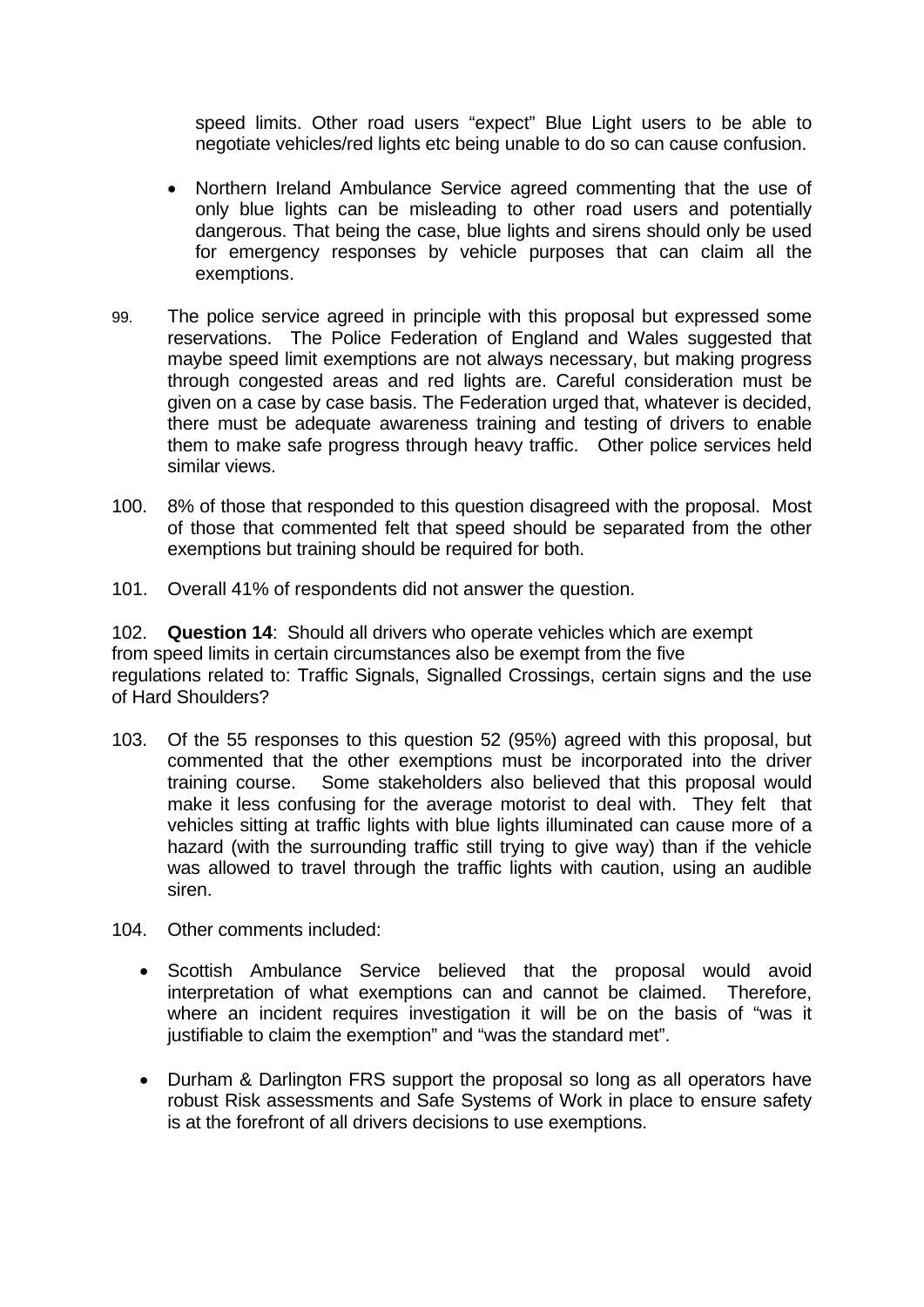speed limits. Other road users "expect" Blue Light users to be able to negotiate vehicles/red lights etc being unable to do so can cause confusion.

- Northern Ireland Ambulance Service agreed commenting that the use of only blue lights can be misleading to other road users and potentially dangerous. That being the case, blue lights and sirens should only be used for emergency responses by vehicle purposes that can claim all the exemptions.

99. The police service agreed in principle with this proposal but expressed some reservations. The Police Federation of England and Wales suggested that maybe speed limit exemptions are not always necessary, but making progress through congested areas and red lights are. Careful consideration must be given on a case by case basis. The Federation urged that, whatever is decided, there must be adequate awareness training and testing of drivers to enable them to make safe progress through heavy traffic. Other police services held similar views.

100. 8% of those that responded to this question disagreed with the proposal. Most of those that commented felt that speed should be separated from the other exemptions but training should be required for both.

101. Overall 41% of respondents did not answer the question.

102. **Question 14**: Should all drivers who operate vehicles which are exempt from speed limits in certain circumstances also be exempt from the five regulations related to: Traffic Signals, Signalled Crossings, certain signs and the use of Hard Shoulders?

103. Of the 55 responses to this question 52 (95%) agreed with this proposal, but commented that the other exemptions must be incorporated into the driver training course. Some stakeholders also believed that this proposal would make it less confusing for the average motorist to deal with. They felt that vehicles sitting at traffic lights with blue lights illuminated can cause more of a hazard (with the surrounding traffic still trying to give way) than if the vehicle was allowed to travel through the traffic lights with caution, using an audible siren.

104. Other comments included:

- Scottish Ambulance Service believed that the proposal would avoid interpretation of what exemptions can and cannot be claimed. Therefore, where an incident requires investigation it will be on the basis of "was it justifiable to claim the exemption" and "was the standard met".

- Durham & Darlington FRS support the proposal so long as all operators have robust Risk assessments and Safe Systems of Work in place to ensure safety is at the forefront of all drivers decisions to use exemptions.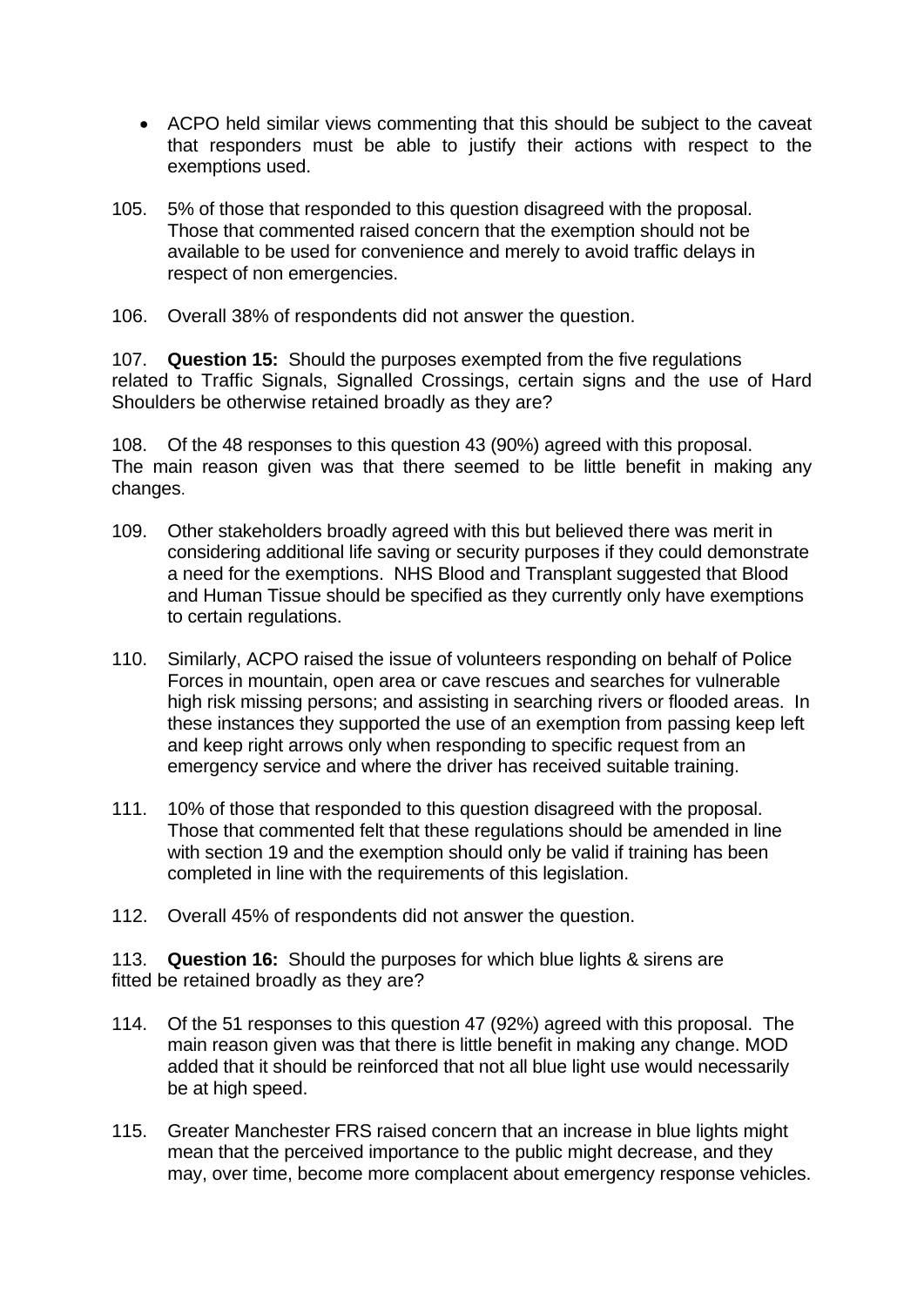- ACPO held similar views commenting that this should be subject to the caveat that responders must be able to justify their actions with respect to the exemptions used.

105. 5% of those that responded to this question disagreed with the proposal. Those that commented raised concern that the exemption should not be available to be used for convenience and merely to avoid traffic delays in respect of non emergencies.

106. Overall 38% of respondents did not answer the question.

107. **Question 15:** Should the purposes exempted from the five regulations related to Traffic Signals, Signalled Crossings, certain signs and the use of Hard Shoulders be otherwise retained broadly as they are?

108. Of the 48 responses to this question 43 (90%) agreed with this proposal. The main reason given was that there seemed to be little benefit in making any changes.

109. Other stakeholders broadly agreed with this but believed there was merit in considering additional life saving or security purposes if they could demonstrate a need for the exemptions. NHS Blood and Transplant suggested that Blood and Human Tissue should be specified as they currently only have exemptions to certain regulations.

110. Similarly, ACPO raised the issue of volunteers responding on behalf of Police Forces in mountain, open area or cave rescues and searches for vulnerable high risk missing persons; and assisting in searching rivers or flooded areas. In these instances they supported the use of an exemption from passing keep left and keep right arrows only when responding to specific request from an emergency service and where the driver has received suitable training.

111. 10% of those that responded to this question disagreed with the proposal. Those that commented felt that these regulations should be amended in line with section 19 and the exemption should only be valid if training has been completed in line with the requirements of this legislation.

112. Overall 45% of respondents did not answer the question.

113. **Question 16:** Should the purposes for which blue lights & sirens are fitted be retained broadly as they are?

114. Of the 51 responses to this question 47 (92%) agreed with this proposal. The main reason given was that there is little benefit in making any change. MOD added that it should be reinforced that not all blue light use would necessarily be at high speed.

115. Greater Manchester FRS raised concern that an increase in blue lights might mean that the perceived importance to the public might decrease, and they may, over time, become more complacent about emergency response vehicles.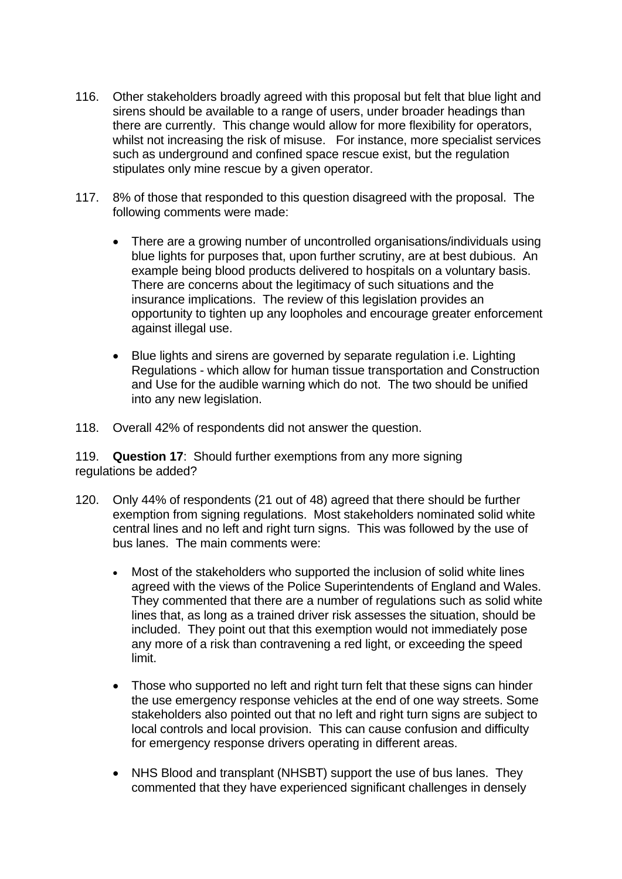116. Other stakeholders broadly agreed with this proposal but felt that blue light and sirens should be available to a range of users, under broader headings than there are currently. This change would allow for more flexibility for operators, whilst not increasing the risk of misuse. For instance, more specialist services such as underground and confined space rescue exist, but the regulation stipulates only mine rescue by a given operator.

117. 8% of those that responded to this question disagreed with the proposal. The following comments were made:

- There are a growing number of uncontrolled organisations/individuals using blue lights for purposes that, upon further scrutiny, are at best dubious. An example being blood products delivered to hospitals on a voluntary basis. There are concerns about the legitimacy of such situations and the insurance implications. The review of this legislation provides an opportunity to tighten up any loopholes and encourage greater enforcement against illegal use.

- Blue lights and sirens are governed by separate regulation i.e. Lighting Regulations - which allow for human tissue transportation and Construction and Use for the audible warning which do not. The two should be unified into any new legislation.

118. Overall 42% of respondents did not answer the question.

119. **Question 17**: Should further exemptions from any more signing regulations be added?

120. Only 44% of respondents (21 out of 48) agreed that there should be further exemption from signing regulations. Most stakeholders nominated solid white central lines and no left and right turn signs. This was followed by the use of bus lanes. The main comments were:

- Most of the stakeholders who supported the inclusion of solid white lines agreed with the views of the Police Superintendents of England and Wales. They commented that there are a number of regulations such as solid white lines that, as long as a trained driver risk assesses the situation, should be included. They point out that this exemption would not immediately pose any more of a risk than contravening a red light, or exceeding the speed limit.

- Those who supported no left and right turn felt that these signs can hinder the use emergency response vehicles at the end of one way streets. Some stakeholders also pointed out that no left and right turn signs are subject to local controls and local provision. This can cause confusion and difficulty for emergency response drivers operating in different areas.

- NHS Blood and transplant (NHSBT) support the use of bus lanes. They commented that they have experienced significant challenges in densely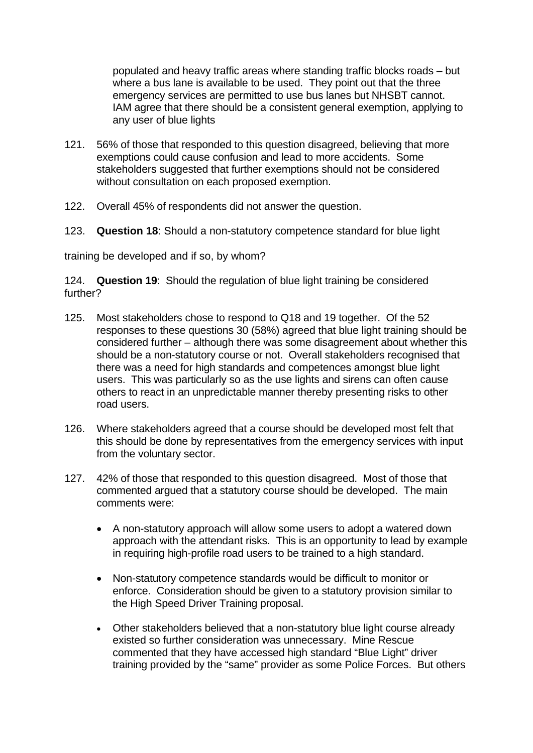populated and heavy traffic areas where standing traffic blocks roads – but where a bus lane is available to be used. They point out that the three emergency services are permitted to use bus lanes but NHSBT cannot. IAM agree that there should be a consistent general exemption, applying to any user of blue lights

121. 56% of those that responded to this question disagreed, believing that more exemptions could cause confusion and lead to more accidents. Some stakeholders suggested that further exemptions should not be considered without consultation on each proposed exemption.

122. Overall 45% of respondents did not answer the question.

123. **Question 18**: Should a non-statutory competence standard for blue light

training be developed and if so, by whom?

124. **Question 19**: Should the regulation of blue light training be considered further?

125. Most stakeholders chose to respond to Q18 and 19 together. Of the 52 responses to these questions 30 (58%) agreed that blue light training should be considered further – although there was some disagreement about whether this should be a non-statutory course or not. Overall stakeholders recognised that there was a need for high standards and competences amongst blue light users. This was particularly so as the use lights and sirens can often cause others to react in an unpredictable manner thereby presenting risks to other road users.

126. Where stakeholders agreed that a course should be developed most felt that this should be done by representatives from the emergency services with input from the voluntary sector.

127. 42% of those that responded to this question disagreed. Most of those that commented argued that a statutory course should be developed. The main comments were:

- A non-statutory approach will allow some users to adopt a watered down approach with the attendant risks. This is an opportunity to lead by example in requiring high-profile road users to be trained to a high standard.
- Non-statutory competence standards would be difficult to monitor or enforce. Consideration should be given to a statutory provision similar to the High Speed Driver Training proposal.
- Other stakeholders believed that a non-statutory blue light course already existed so further consideration was unnecessary. Mine Rescue commented that they have accessed high standard "Blue Light" driver training provided by the "same" provider as some Police Forces. But others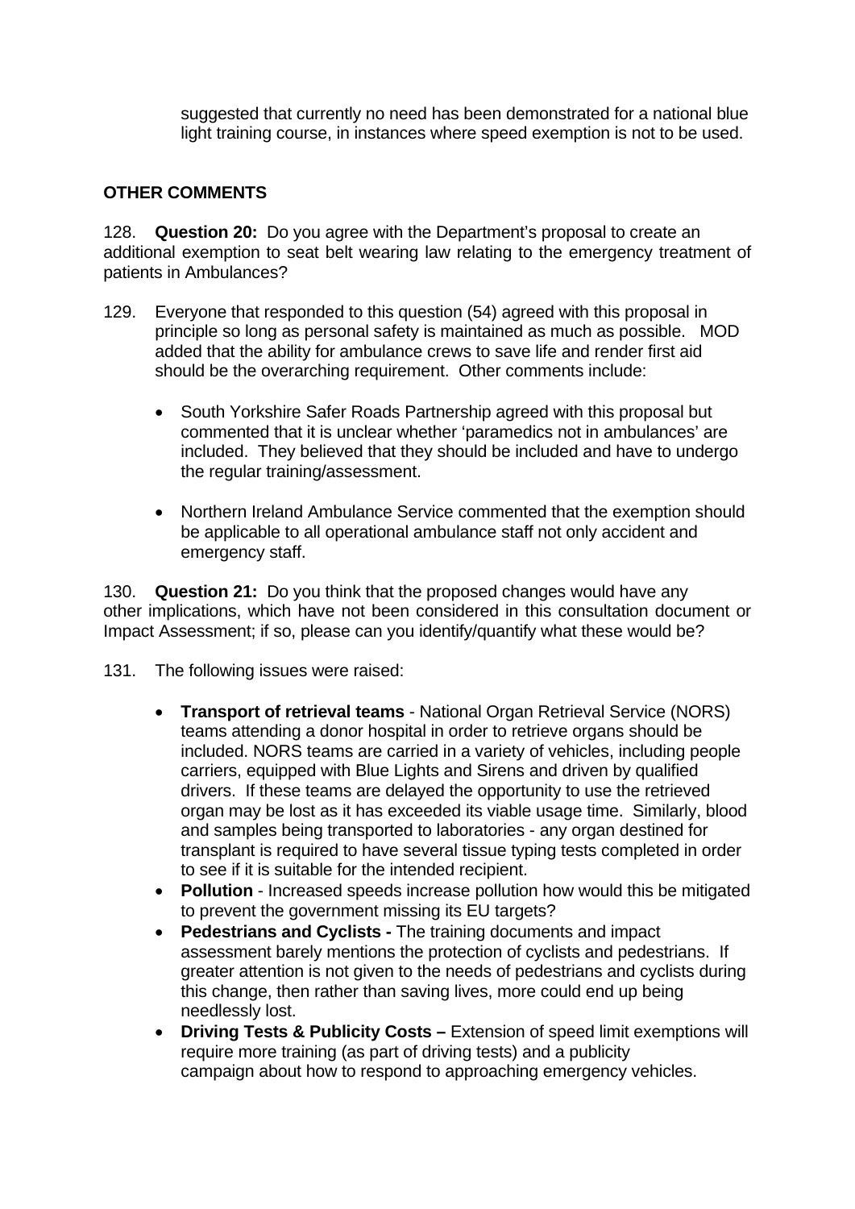suggested that currently no need has been demonstrated for a national blue light training course, in instances where speed exemption is not to be used.

**OTHER COMMENTS**

128. **Question 20:** Do you agree with the Department's proposal to create an additional exemption to seat belt wearing law relating to the emergency treatment of patients in Ambulances?

129. Everyone that responded to this question (54) agreed with this proposal in principle so long as personal safety is maintained as much as possible. MOD added that the ability for ambulance crews to save life and render first aid should be the overarching requirement. Other comments include:

- South Yorkshire Safer Roads Partnership agreed with this proposal but commented that it is unclear whether 'paramedics not in ambulances' are included. They believed that they should be included and have to undergo the regular training/assessment.

- Northern Ireland Ambulance Service commented that the exemption should be applicable to all operational ambulance staff not only accident and emergency staff.

130. **Question 21:** Do you think that the proposed changes would have any other implications, which have not been considered in this consultation document or Impact Assessment; if so, please can you identify/quantify what these would be?

131. The following issues were raised:

- **Transport of retrieval teams** - National Organ Retrieval Service (NORS) teams attending a donor hospital in order to retrieve organs should be included. NORS teams are carried in a variety of vehicles, including people carriers, equipped with Blue Lights and Sirens and driven by qualified drivers. If these teams are delayed the opportunity to use the retrieved organ may be lost as it has exceeded its viable usage time. Similarly, blood and samples being transported to laboratories - any organ destined for transplant is required to have several tissue typing tests completed in order to see if it is suitable for the intended recipient.
- **Pollution** - Increased speeds increase pollution how would this be mitigated to prevent the government missing its EU targets?
- **Pedestrians and Cyclists -** The training documents and impact assessment barely mentions the protection of cyclists and pedestrians. If greater attention is not given to the needs of pedestrians and cyclists during this change, then rather than saving lives, more could end up being needlessly lost.
- **Driving Tests & Publicity Costs –** Extension of speed limit exemptions will require more training (as part of driving tests) and a publicity campaign about how to respond to approaching emergency vehicles.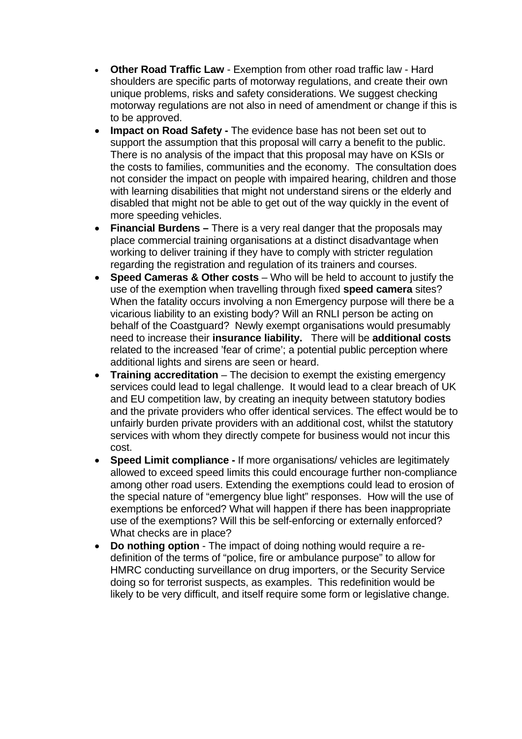- **Other Road Traffic Law** - Exemption from other road traffic law - Hard shoulders are specific parts of motorway regulations, and create their own unique problems, risks and safety considerations. We suggest checking motorway regulations are not also in need of amendment or change if this is to be approved.
- **Impact on Road Safety -** The evidence base has not been set out to support the assumption that this proposal will carry a benefit to the public. There is no analysis of the impact that this proposal may have on KSIs or the costs to families, communities and the economy. The consultation does not consider the impact on people with impaired hearing, children and those with learning disabilities that might not understand sirens or the elderly and disabled that might not be able to get out of the way quickly in the event of more speeding vehicles.
- **Financial Burdens –** There is a very real danger that the proposals may place commercial training organisations at a distinct disadvantage when working to deliver training if they have to comply with stricter regulation regarding the registration and regulation of its trainers and courses.
- **Speed Cameras & Other costs** – Who will be held to account to justify the use of the exemption when travelling through fixed **speed camera** sites? When the fatality occurs involving a non Emergency purpose will there be a vicarious liability to an existing body? Will an RNLI person be acting on behalf of the Coastguard? Newly exempt organisations would presumably need to increase their **insurance liability.** There will be **additional costs** related to the increased 'fear of crime'; a potential public perception where additional lights and sirens are seen or heard.
- **Training accreditation** – The decision to exempt the existing emergency services could lead to legal challenge. It would lead to a clear breach of UK and EU competition law, by creating an inequity between statutory bodies and the private providers who offer identical services. The effect would be to unfairly burden private providers with an additional cost, whilst the statutory services with whom they directly compete for business would not incur this cost.
- **Speed Limit compliance -** If more organisations/ vehicles are legitimately allowed to exceed speed limits this could encourage further non-compliance among other road users. Extending the exemptions could lead to erosion of the special nature of "emergency blue light" responses. How will the use of exemptions be enforced? What will happen if there has been inappropriate use of the exemptions? Will this be self-enforcing or externally enforced? What checks are in place?
- **Do nothing option** - The impact of doing nothing would require a re-definition of the terms of "police, fire or ambulance purpose" to allow for HMRC conducting surveillance on drug importers, or the Security Service doing so for terrorist suspects, as examples. This redefinition would be likely to be very difficult, and itself require some form or legislative change.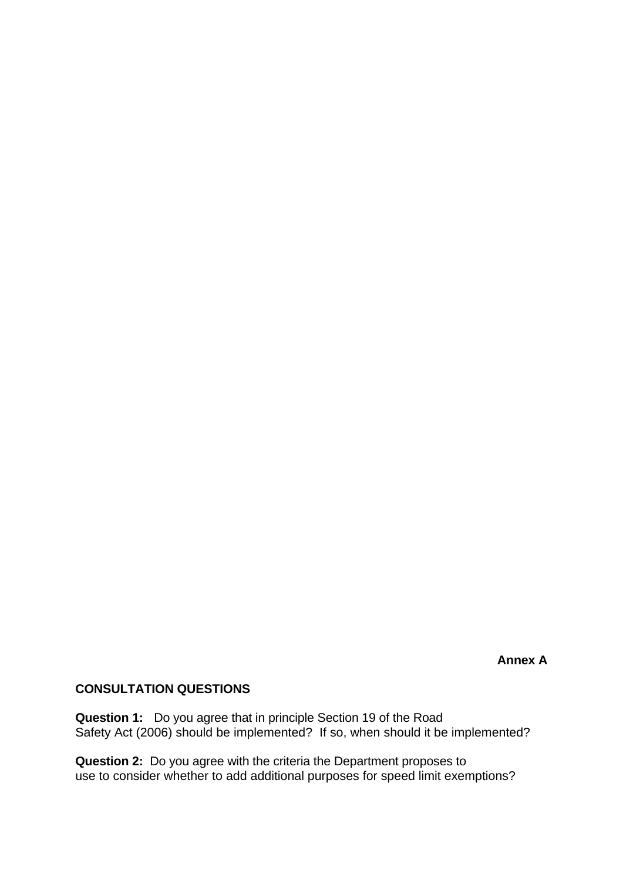**Annex A**

## CONSULTATION QUESTIONS

**Question 1:** Do you agree that in principle Section 19 of the Road Safety Act (2006) should be implemented? If so, when should it be implemented?

**Question 2:** Do you agree with the criteria the Department proposes to use to consider whether to add additional purposes for speed limit exemptions?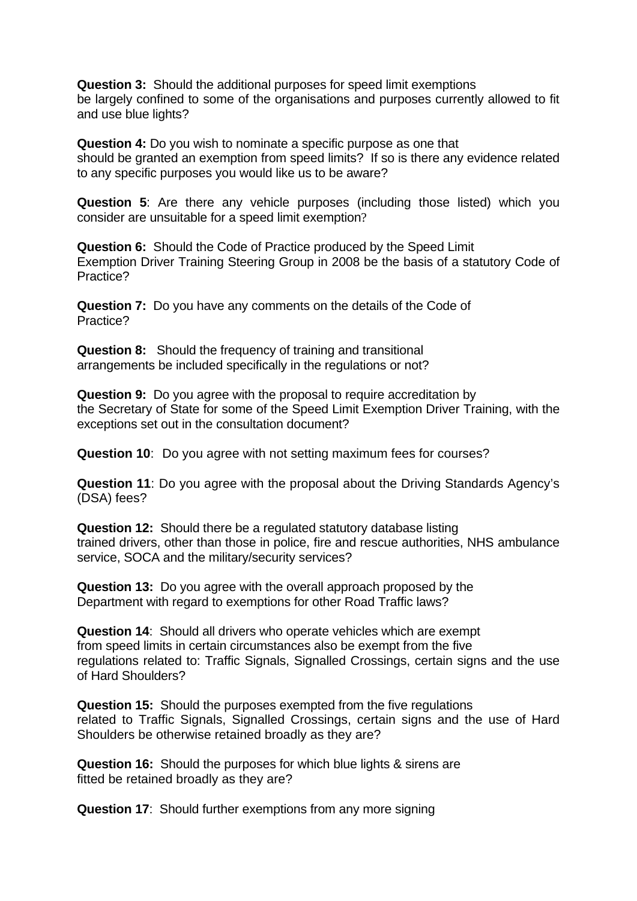**Question 3:** Should the additional purposes for speed limit exemptions be largely confined to some of the organisations and purposes currently allowed to fit and use blue lights?

**Question 4:** Do you wish to nominate a specific purpose as one that should be granted an exemption from speed limits? If so is there any evidence related to any specific purposes you would like us to be aware?

**Question 5**: Are there any vehicle purposes (including those listed) which you consider are unsuitable for a speed limit exemption?

**Question 6:** Should the Code of Practice produced by the Speed Limit Exemption Driver Training Steering Group in 2008 be the basis of a statutory Code of Practice?

**Question 7:** Do you have any comments on the details of the Code of Practice?

**Question 8:** Should the frequency of training and transitional arrangements be included specifically in the regulations or not?

**Question 9:** Do you agree with the proposal to require accreditation by the Secretary of State for some of the Speed Limit Exemption Driver Training, with the exceptions set out in the consultation document?

**Question 10**: Do you agree with not setting maximum fees for courses?

**Question 11**: Do you agree with the proposal about the Driving Standards Agency's (DSA) fees?

**Question 12:** Should there be a regulated statutory database listing trained drivers, other than those in police, fire and rescue authorities, NHS ambulance service, SOCA and the military/security services?

**Question 13:** Do you agree with the overall approach proposed by the Department with regard to exemptions for other Road Traffic laws?

**Question 14**: Should all drivers who operate vehicles which are exempt from speed limits in certain circumstances also be exempt from the five regulations related to: Traffic Signals, Signalled Crossings, certain signs and the use of Hard Shoulders?

**Question 15:** Should the purposes exempted from the five regulations related to Traffic Signals, Signalled Crossings, certain signs and the use of Hard Shoulders be otherwise retained broadly as they are?

**Question 16:** Should the purposes for which blue lights & sirens are fitted be retained broadly as they are?

**Question 17**: Should further exemptions from any more signing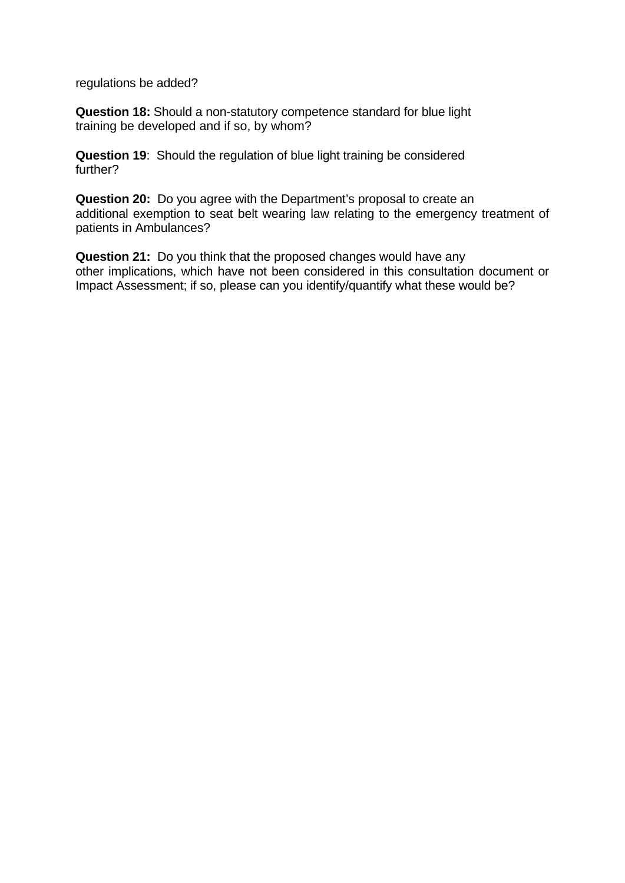regulations be added?

**Question 18:** Should a non-statutory competence standard for blue light training be developed and if so, by whom?

**Question 19**: Should the regulation of blue light training be considered further?

**Question 20:** Do you agree with the Department's proposal to create an additional exemption to seat belt wearing law relating to the emergency treatment of patients in Ambulances?

**Question 21:** Do you think that the proposed changes would have any other implications, which have not been considered in this consultation document or Impact Assessment; if so, please can you identify/quantify what these would be?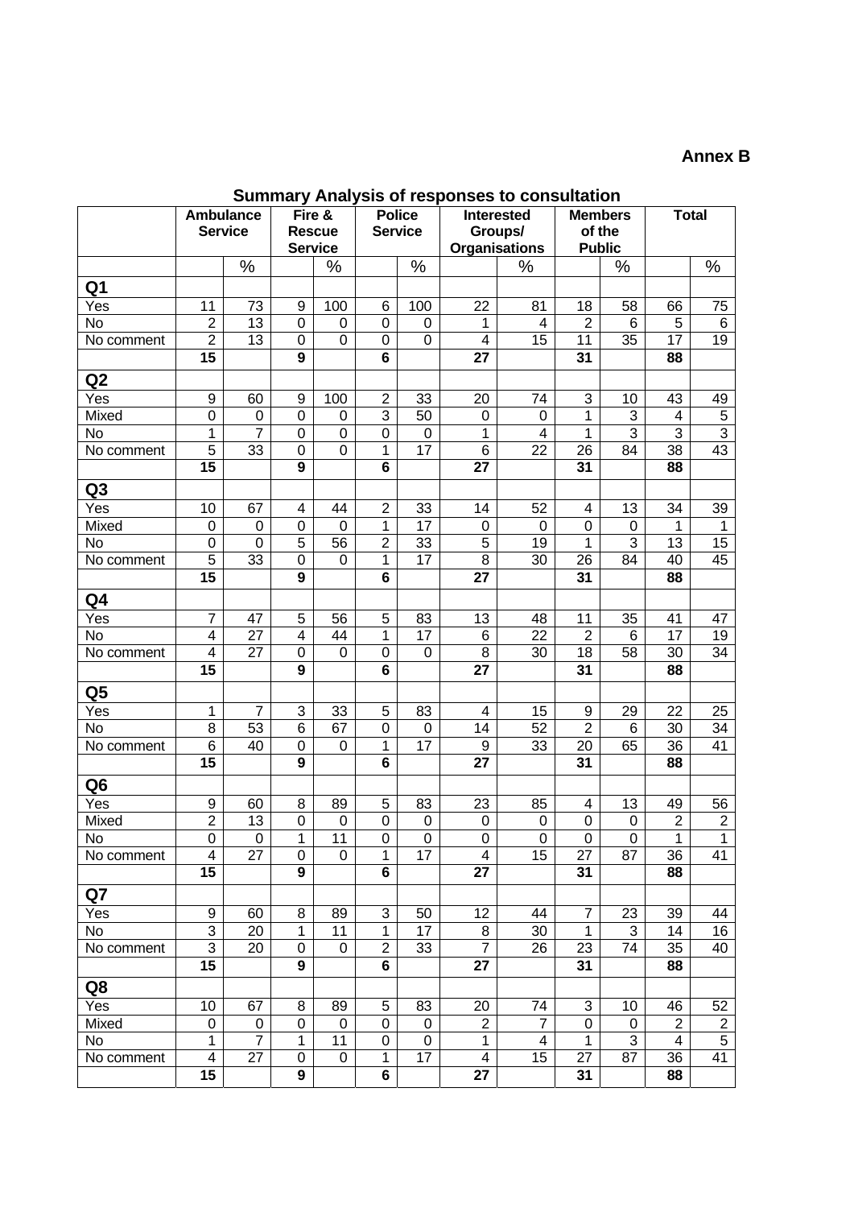**Annex B**

## Summary Analysis of responses to consultation

| | Ambulance Service | | Fire & Rescue Service | | Police Service | | Interested Groups/ Organisations | | Members of the Public | | Total | |
|---|---|---|---|---|---|---|---|---|---|---|---|---|
| | | % | | % | | % | | % | | % | | % |
| **Q1** | | | | | | | | | | | | |
| Yes | 11 | 73 | 9 | 100 | 6 | 100 | 22 | 81 | 18 | 58 | 66 | 75 |
| No | 2 | 13 | 0 | 0 | 0 | 0 | 1 | 4 | 2 | 6 | 5 | 6 |
| No comment | 2 | 13 | 0 | 0 | 0 | 0 | 4 | 15 | 11 | 35 | 17 | 19 |
| | **15** | | **9** | | **6** | | **27** | | **31** | | **88** | |
| **Q2** | | | | | | | | | | | | |
| Yes | 9 | 60 | 9 | 100 | 2 | 33 | 20 | 74 | 3 | 10 | 43 | 49 |
| Mixed | 0 | 0 | 0 | 0 | 3 | 50 | 0 | 0 | 1 | 3 | 4 | 5 |
| No | 1 | 7 | 0 | 0 | 0 | 0 | 1 | 4 | 1 | 3 | 3 | 3 |
| No comment | 5 | 33 | 0 | 0 | 1 | 17 | 6 | 22 | 26 | 84 | 38 | 43 |
| | **15** | | **9** | | **6** | | **27** | | **31** | | **88** | |
| **Q3** | | | | | | | | | | | | |
| Yes | 10 | 67 | 4 | 44 | 2 | 33 | 14 | 52 | 4 | 13 | 34 | 39 |
| Mixed | 0 | 0 | 0 | 0 | 1 | 17 | 0 | 0 | 0 | 0 | 1 | 1 |
| No | 0 | 0 | 5 | 56 | 2 | 33 | 5 | 19 | 1 | 3 | 13 | 15 |
| No comment | 5 | 33 | 0 | 0 | 1 | 17 | 8 | 30 | 26 | 84 | 40 | 45 |
| | **15** | | **9** | | **6** | | **27** | | **31** | | **88** | |
| **Q4** | | | | | | | | | | | | |
| Yes | 7 | 47 | 5 | 56 | 5 | 83 | 13 | 48 | 11 | 35 | 41 | 47 |
| No | 4 | 27 | 4 | 44 | 1 | 17 | 6 | 22 | 2 | 6 | 17 | 19 |
| No comment | 4 | 27 | 0 | 0 | 0 | 0 | 8 | 30 | 18 | 58 | 30 | 34 |
| | **15** | | **9** | | **6** | | **27** | | **31** | | **88** | |
| **Q5** | | | | | | | | | | | | |
| Yes | 1 | 7 | 3 | 33 | 5 | 83 | 4 | 15 | 9 | 29 | 22 | 25 |
| No | 8 | 53 | 6 | 67 | 0 | 0 | 14 | 52 | 2 | 6 | 30 | 34 |
| No comment | 6 | 40 | 0 | 0 | 1 | 17 | 9 | 33 | 20 | 65 | 36 | 41 |
| | **15** | | **9** | | **6** | | **27** | | **31** | | **88** | |
| **Q6** | | | | | | | | | | | | |
| Yes | 9 | 60 | 8 | 89 | 5 | 83 | 23 | 85 | 4 | 13 | 49 | 56 |
| Mixed | 2 | 13 | 0 | 0 | 0 | 0 | 0 | 0 | 0 | 0 | 2 | 2 |
| No | 0 | 0 | 1 | 11 | 0 | 0 | 0 | 0 | 0 | 0 | 1 | 1 |
| No comment | 4 | 27 | 0 | 0 | 1 | 17 | 4 | 15 | 27 | 87 | 36 | 41 |
| | **15** | | **9** | | **6** | | **27** | | **31** | | **88** | |
| **Q7** | | | | | | | | | | | | |
| Yes | 9 | 60 | 8 | 89 | 3 | 50 | 12 | 44 | 7 | 23 | 39 | 44 |
| No | 3 | 20 | 1 | 11 | 1 | 17 | 8 | 30 | 1 | 3 | 14 | 16 |
| No comment | 3 | 20 | 0 | 0 | 2 | 33 | 7 | 26 | 23 | 74 | 35 | 40 |
| | **15** | | **9** | | **6** | | **27** | | **31** | | **88** | |
| **Q8** | | | | | | | | | | | | |
| Yes | 10 | 67 | 8 | 89 | 5 | 83 | 20 | 74 | 3 | 10 | 46 | 52 |
| Mixed | 0 | 0 | 0 | 0 | 0 | 0 | 2 | 7 | 0 | 0 | 2 | 2 |
| No | 1 | 7 | 1 | 11 | 0 | 0 | 1 | 4 | 1 | 3 | 4 | 5 |
| No comment | 4 | 27 | 0 | 0 | 1 | 17 | 4 | 15 | 27 | 87 | 36 | 41 |
| | **15** | | **9** | | **6** | | **27** | | **31** | | **88** | |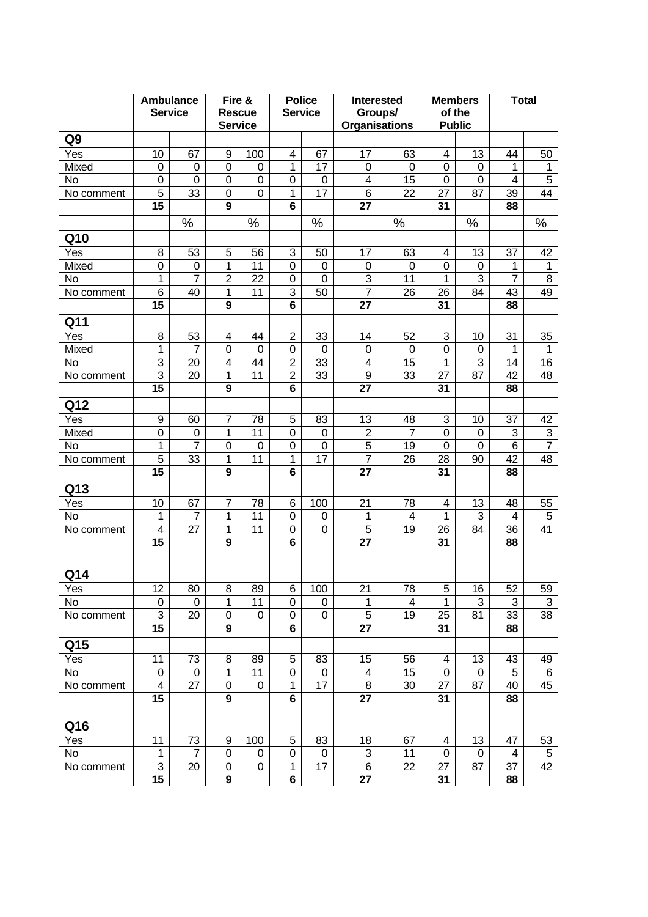| | Ambulance Service | | Fire & Rescue Service | | Police Service | | Interested Groups/ Organisations | | Members of the Public | | Total | |
|---|---|---|---|---|---|---|---|---|---|---|---|---|
| **Q9** | | | | | | | | | | | | |
| Yes | 10 | 67 | 9 | 100 | 4 | 67 | 17 | 63 | 4 | 13 | 44 | 50 |
| Mixed | 0 | 0 | 0 | 0 | 1 | 17 | 0 | 0 | 0 | 0 | 1 | 1 |
| No | 0 | 0 | 0 | 0 | 0 | 0 | 4 | 15 | 0 | 0 | 4 | 5 |
| No comment | 5 | 33 | 0 | 0 | 1 | 17 | 6 | 22 | 27 | 87 | 39 | 44 |
| | **15** | | **9** | | **6** | | **27** | | **31** | | **88** | |
| | | % | | % | | % | | % | | % | | % |
| **Q10** | | | | | | | | | | | | |
| Yes | 8 | 53 | 5 | 56 | 3 | 50 | 17 | 63 | 4 | 13 | 37 | 42 |
| Mixed | 0 | 0 | 1 | 11 | 0 | 0 | 0 | 0 | 0 | 0 | 1 | 1 |
| No | 1 | 7 | 2 | 22 | 0 | 0 | 3 | 11 | 1 | 3 | 7 | 8 |
| No comment | 6 | 40 | 1 | 11 | 3 | 50 | 7 | 26 | 26 | 84 | 43 | 49 |
| | **15** | | **9** | | **6** | | **27** | | **31** | | **88** | |
| **Q11** | | | | | | | | | | | | |
| Yes | 8 | 53 | 4 | 44 | 2 | 33 | 14 | 52 | 3 | 10 | 31 | 35 |
| Mixed | 1 | 7 | 0 | 0 | 0 | 0 | 0 | 0 | 0 | 0 | 1 | 1 |
| No | 3 | 20 | 4 | 44 | 2 | 33 | 4 | 15 | 1 | 3 | 14 | 16 |
| No comment | 3 | 20 | 1 | 11 | 2 | 33 | 9 | 33 | 27 | 87 | 42 | 48 |
| | **15** | | **9** | | **6** | | **27** | | **31** | | **88** | |
| **Q12** | | | | | | | | | | | | |
| Yes | 9 | 60 | 7 | 78 | 5 | 83 | 13 | 48 | 3 | 10 | 37 | 42 |
| Mixed | 0 | 0 | 1 | 11 | 0 | 0 | 2 | 7 | 0 | 0 | 3 | 3 |
| No | 1 | 7 | 0 | 0 | 0 | 0 | 5 | 19 | 0 | 0 | 6 | 7 |
| No comment | 5 | 33 | 1 | 11 | 1 | 17 | 7 | 26 | 28 | 90 | 42 | 48 |
| | **15** | | **9** | | **6** | | **27** | | **31** | | **88** | |
| **Q13** | | | | | | | | | | | | |
| Yes | 10 | 67 | 7 | 78 | 6 | 100 | 21 | 78 | 4 | 13 | 48 | 55 |
| No | 1 | 7 | 1 | 11 | 0 | 0 | 1 | 4 | 1 | 3 | 4 | 5 |
| No comment | 4 | 27 | 1 | 11 | 0 | 0 | 5 | 19 | 26 | 84 | 36 | 41 |
| | **15** | | **9** | | **6** | | **27** | | **31** | | **88** | |
| | | | | | | | | | | | | |
| **Q14** | | | | | | | | | | | | |
| Yes | 12 | 80 | 8 | 89 | 6 | 100 | 21 | 78 | 5 | 16 | 52 | 59 |
| No | 0 | 0 | 1 | 11 | 0 | 0 | 1 | 4 | 1 | 3 | 3 | 3 |
| No comment | 3 | 20 | 0 | 0 | 0 | 0 | 5 | 19 | 25 | 81 | 33 | 38 |
| | **15** | | **9** | | **6** | | **27** | | **31** | | **88** | |
| **Q15** | | | | | | | | | | | | |
| Yes | 11 | 73 | 8 | 89 | 5 | 83 | 15 | 56 | 4 | 13 | 43 | 49 |
| No | 0 | 0 | 1 | 11 | 0 | 0 | 4 | 15 | 0 | 0 | 5 | 6 |
| No comment | 4 | 27 | 0 | 0 | 1 | 17 | 8 | 30 | 27 | 87 | 40 | 45 |
| | **15** | | **9** | | **6** | | **27** | | **31** | | **88** | |
| | | | | | | | | | | | | |
| **Q16** | | | | | | | | | | | | |
| Yes | 11 | 73 | 9 | 100 | 5 | 83 | 18 | 67 | 4 | 13 | 47 | 53 |
| No | 1 | 7 | 0 | 0 | 0 | 0 | 3 | 11 | 0 | 0 | 4 | 5 |
| No comment | 3 | 20 | 0 | 0 | 1 | 17 | 6 | 22 | 27 | 87 | 37 | 42 |
| | **15** | | **9** | | **6** | | **27** | | **31** | | **88** | |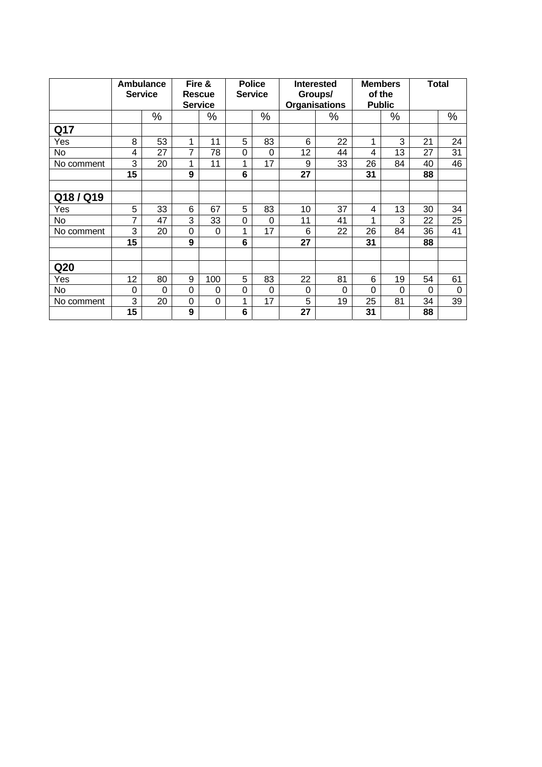| | Ambulance Service | | Fire & Rescue Service | | Police Service | | Interested Groups/ Organisations | | Members of the Public | | Total | |
|---|---|---|---|---|---|---|---|---|---|---|---|---|
| | | % | | % | | % | | % | | % | | % |
| **Q17** | | | | | | | | | | | | |
| Yes | 8 | 53 | 1 | 11 | 5 | 83 | 6 | 22 | 1 | 3 | 21 | 24 |
| No | 4 | 27 | 7 | 78 | 0 | 0 | 12 | 44 | 4 | 13 | 27 | 31 |
| No comment | 3 | 20 | 1 | 11 | 1 | 17 | 9 | 33 | 26 | 84 | 40 | 46 |
| | **15** | | **9** | | **6** | | **27** | | **31** | | **88** | |
| | | | | | | | | | | | | |
| **Q18 / Q19** | | | | | | | | | | | | |
| Yes | 5 | 33 | 6 | 67 | 5 | 83 | 10 | 37 | 4 | 13 | 30 | 34 |
| No | 7 | 47 | 3 | 33 | 0 | 0 | 11 | 41 | 1 | 3 | 22 | 25 |
| No comment | 3 | 20 | 0 | 0 | 1 | 17 | 6 | 22 | 26 | 84 | 36 | 41 |
| | **15** | | **9** | | **6** | | **27** | | **31** | | **88** | |
| | | | | | | | | | | | | |
| **Q20** | | | | | | | | | | | | |
| Yes | 12 | 80 | 9 | 100 | 5 | 83 | 22 | 81 | 6 | 19 | 54 | 61 |
| No | 0 | 0 | 0 | 0 | 0 | 0 | 0 | 0 | 0 | 0 | 0 | 0 |
| No comment | 3 | 20 | 0 | 0 | 1 | 17 | 5 | 19 | 25 | 81 | 34 | 39 |
| | **15** | | **9** | | **6** | | **27** | | **31** | | **88** | |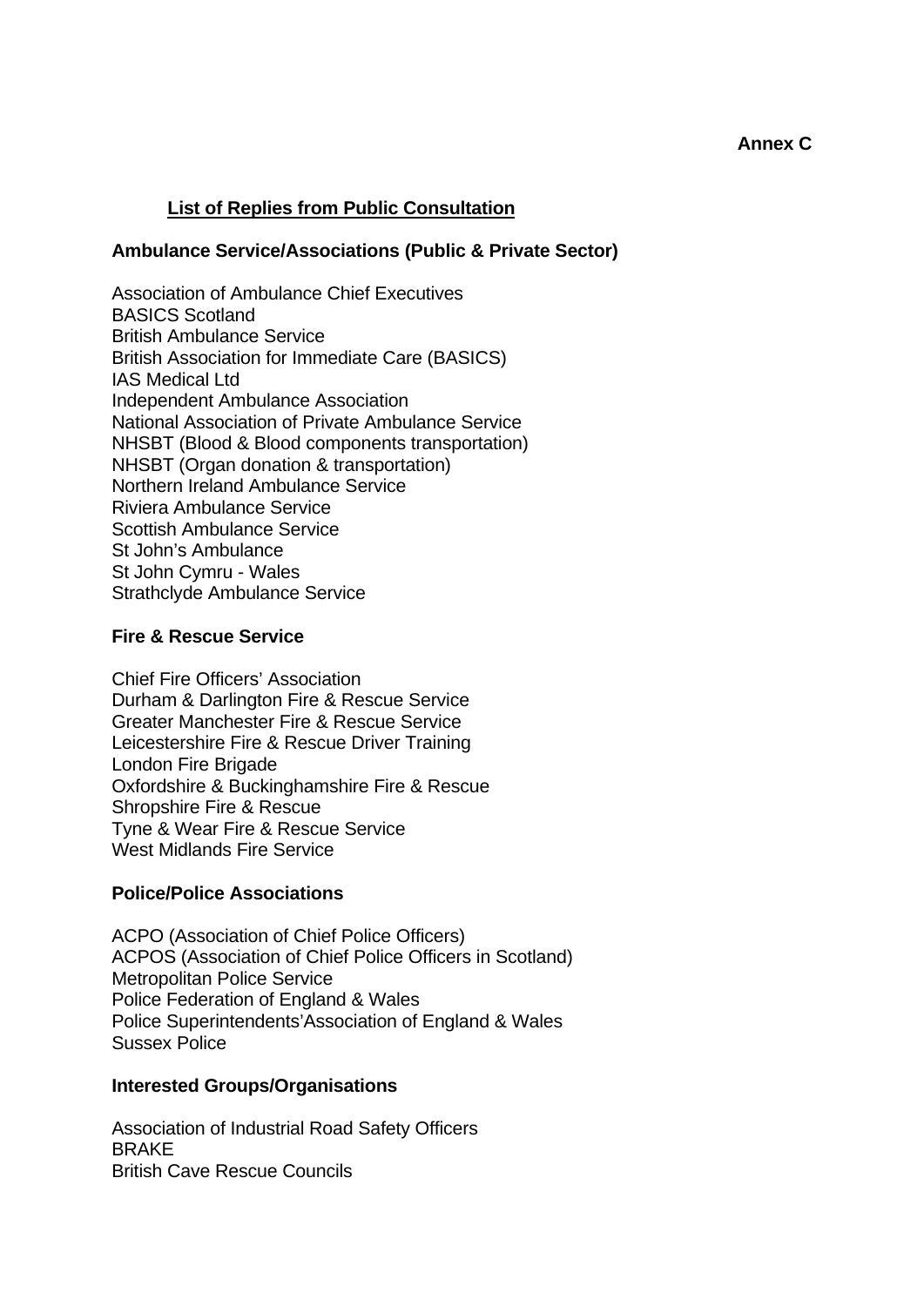**Annex C**

## List of Replies from Public Consultation

### Ambulance Service/Associations (Public & Private Sector)

Association of Ambulance Chief Executives
BASICS Scotland
British Ambulance Service
British Association for Immediate Care (BASICS)
IAS Medical Ltd
Independent Ambulance Association
National Association of Private Ambulance Service
NHSBT (Blood & Blood components transportation)
NHSBT (Organ donation & transportation)
Northern Ireland Ambulance Service
Riviera Ambulance Service
Scottish Ambulance Service
St John's Ambulance
St John Cymru - Wales
Strathclyde Ambulance Service

### Fire & Rescue Service

Chief Fire Officers' Association
Durham & Darlington Fire & Rescue Service
Greater Manchester Fire & Rescue Service
Leicestershire Fire & Rescue Driver Training
London Fire Brigade
Oxfordshire & Buckinghamshire Fire & Rescue
Shropshire Fire & Rescue
Tyne & Wear Fire & Rescue Service
West Midlands Fire Service

### Police/Police Associations

ACPO (Association of Chief Police Officers)
ACPOS (Association of Chief Police Officers in Scotland)
Metropolitan Police Service
Police Federation of England & Wales
Police Superintendents'Association of England & Wales
Sussex Police

### Interested Groups/Organisations

Association of Industrial Road Safety Officers
BRAKE
British Cave Rescue Councils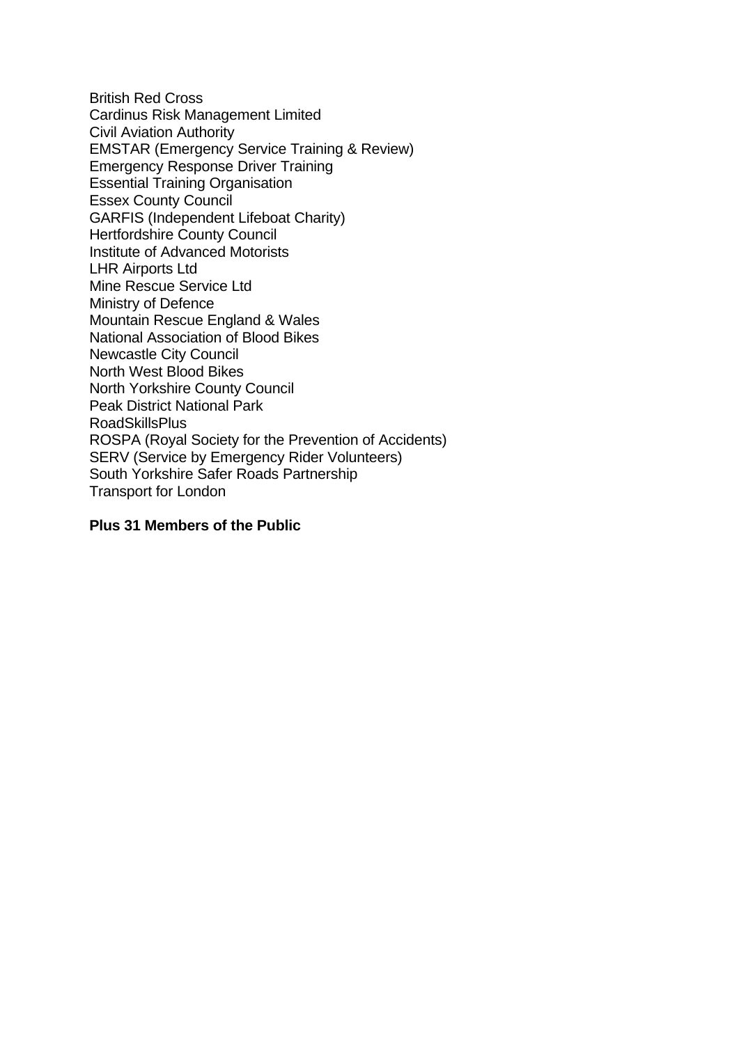British Red Cross
Cardinus Risk Management Limited
Civil Aviation Authority
EMSTAR (Emergency Service Training & Review)
Emergency Response Driver Training
Essential Training Organisation
Essex County Council
GARFIS (Independent Lifeboat Charity)
Hertfordshire County Council
Institute of Advanced Motorists
LHR Airports Ltd
Mine Rescue Service Ltd
Ministry of Defence
Mountain Rescue England & Wales
National Association of Blood Bikes
Newcastle City Council
North West Blood Bikes
North Yorkshire County Council
Peak District National Park
RoadSkillsPlus
ROSPA (Royal Society for the Prevention of Accidents)
SERV (Service by Emergency Rider Volunteers)
South Yorkshire Safer Roads Partnership
Transport for London

**Plus 31 Members of the Public**